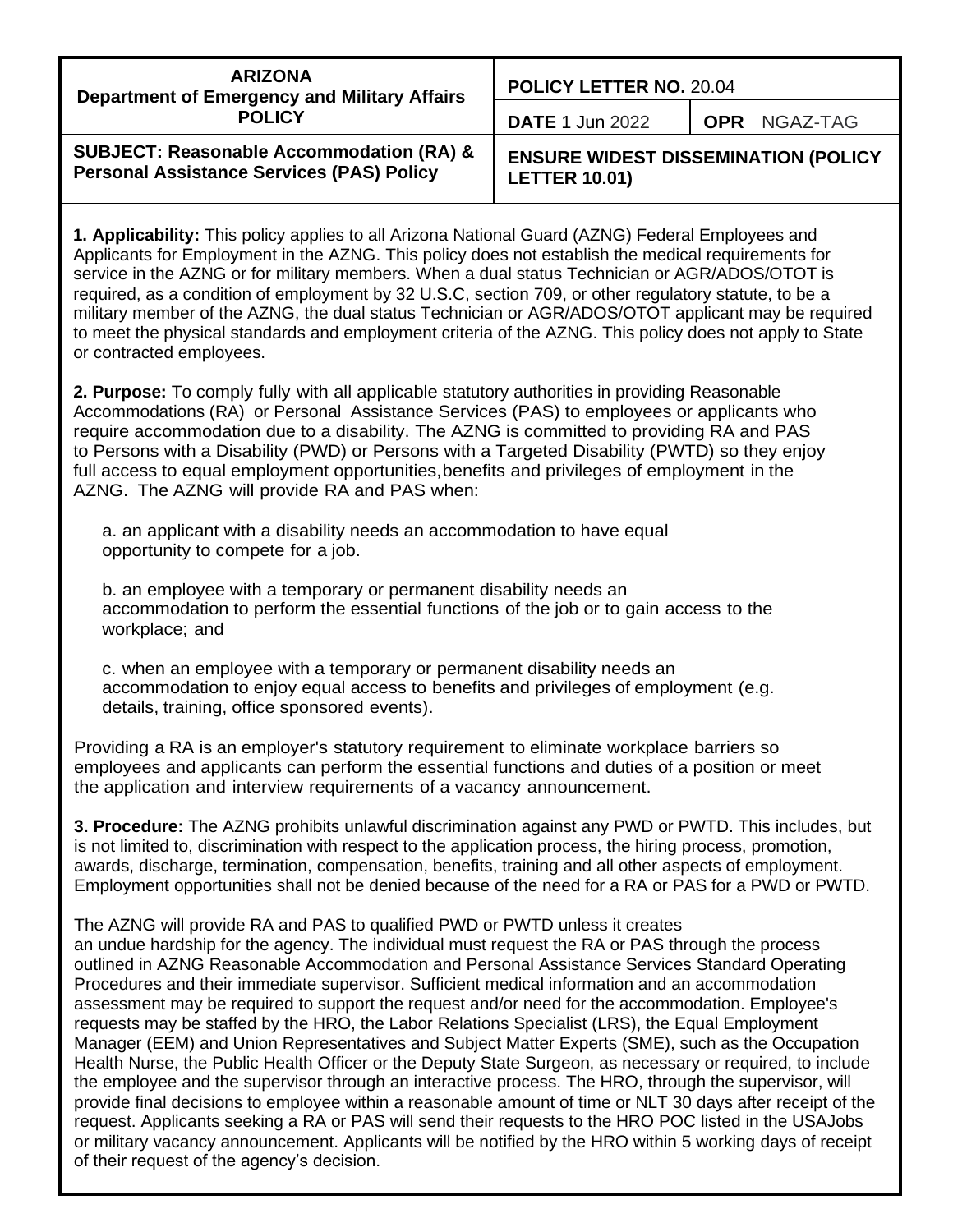| ARIZONA<br>Department of Emergency and Military Affairs<br>POLICY | POLICY LETTER NO. 20.04 | |
|---|---|---|
| | DATE 1 Jun 2022 | OPR NGAZ-TAG |
| SUBJECT: Reasonable Accommodation (RA) & Personal Assistance Services (PAS) Policy | ENSURE WIDEST DISSEMINATION (POLICY LETTER 10.01) | |

**1. Applicability:** This policy applies to all Arizona National Guard (AZNG) Federal Employees and Applicants for Employment in the AZNG. This policy does not establish the medical requirements for service in the AZNG or for military members. When a dual status Technician or AGR/ADOS/OTOT is required, as a condition of employment by 32 U.S.C, section 709, or other regulatory statute, to be a military member of the AZNG, the dual status Technician or AGR/ADOS/OTOT applicant may be required to meet the physical standards and employment criteria of the AZNG. This policy does not apply to State or contracted employees.

**2. Purpose:** To comply fully with all applicable statutory authorities in providing Reasonable Accommodations (RA) or Personal Assistance Services (PAS) to employees or applicants who require accommodation due to a disability. The AZNG is committed to providing RA and PAS to Persons with a Disability (PWD) or Persons with a Targeted Disability (PWTD) so they enjoy full access to equal employment opportunities, benefits and privileges of employment in the AZNG. The AZNG will provide RA and PAS when:

a. an applicant with a disability needs an accommodation to have equal opportunity to compete for a job.

b. an employee with a temporary or permanent disability needs an accommodation to perform the essential functions of the job or to gain access to the workplace; and

c. when an employee with a temporary or permanent disability needs an accommodation to enjoy equal access to benefits and privileges of employment (e.g. details, training, office sponsored events).

Providing a RA is an employer's statutory requirement to eliminate workplace barriers so employees and applicants can perform the essential functions and duties of a position or meet the application and interview requirements of a vacancy announcement.

**3. Procedure:** The AZNG prohibits unlawful discrimination against any PWD or PWTD. This includes, but is not limited to, discrimination with respect to the application process, the hiring process, promotion, awards, discharge, termination, compensation, benefits, training and all other aspects of employment. Employment opportunities shall not be denied because of the need for a RA or PAS for a PWD or PWTD.

The AZNG will provide RA and PAS to qualified PWD or PWTD unless it creates an undue hardship for the agency. The individual must request the RA or PAS through the process outlined in AZNG Reasonable Accommodation and Personal Assistance Services Standard Operating Procedures and their immediate supervisor. Sufficient medical information and an accommodation assessment may be required to support the request and/or need for the accommodation. Employee's requests may be staffed by the HRO, the Labor Relations Specialist (LRS), the Equal Employment Manager (EEM) and Union Representatives and Subject Matter Experts (SME), such as the Occupation Health Nurse, the Public Health Officer or the Deputy State Surgeon, as necessary or required, to include the employee and the supervisor through an interactive process. The HRO, through the supervisor, will provide final decisions to employee within a reasonable amount of time or NLT 30 days after receipt of the request. Applicants seeking a RA or PAS will send their requests to the HRO POC listed in the USAJobs or military vacancy announcement. Applicants will be notified by the HRO within 5 working days of receipt of their request of the agency's decision.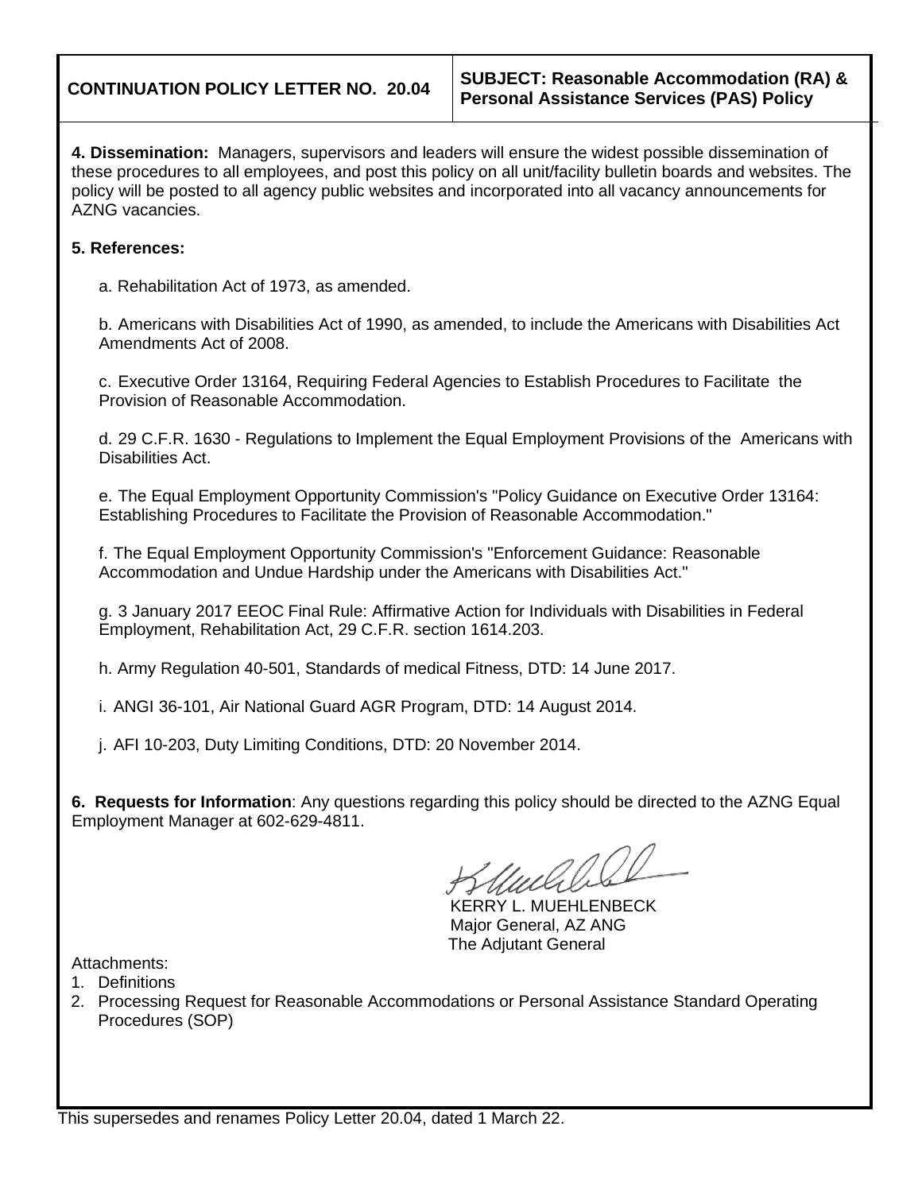| CONTINUATION POLICY LETTER NO. 20.04 | SUBJECT: Reasonable Accommodation (RA) & Personal Assistance Services (PAS) Policy |
|---|---|

**4. Dissemination:** Managers, supervisors and leaders will ensure the widest possible dissemination of these procedures to all employees, and post this policy on all unit/facility bulletin boards and websites. The policy will be posted to all agency public websites and incorporated into all vacancy announcements for AZNG vacancies.

**5. References:**

a. Rehabilitation Act of 1973, as amended.

b. Americans with Disabilities Act of 1990, as amended, to include the Americans with Disabilities Act Amendments Act of 2008.

c. Executive Order 13164, Requiring Federal Agencies to Establish Procedures to Facilitate the Provision of Reasonable Accommodation.

d. 29 C.F.R. 1630 - Regulations to Implement the Equal Employment Provisions of the Americans with Disabilities Act.

e. The Equal Employment Opportunity Commission's "Policy Guidance on Executive Order 13164: Establishing Procedures to Facilitate the Provision of Reasonable Accommodation."

f. The Equal Employment Opportunity Commission's "Enforcement Guidance: Reasonable Accommodation and Undue Hardship under the Americans with Disabilities Act."

g. 3 January 2017 EEOC Final Rule: Affirmative Action for Individuals with Disabilities in Federal Employment, Rehabilitation Act, 29 C.F.R. section 1614.203.

h. Army Regulation 40-501, Standards of medical Fitness, DTD: 14 June 2017.

i. ANGI 36-101, Air National Guard AGR Program, DTD: 14 August 2014.

j. AFI 10-203, Duty Limiting Conditions, DTD: 20 November 2014.

**6. Requests for Information**: Any questions regarding this policy should be directed to the AZNG Equal Employment Manager at 602-629-4811.

KERRY L. MUEHLENBECK
Major General, AZ ANG
The Adjutant General

Attachments:

1. Definitions
2. Processing Request for Reasonable Accommodations or Personal Assistance Standard Operating Procedures (SOP)

This supersedes and renames Policy Letter 20.04, dated 1 March 22.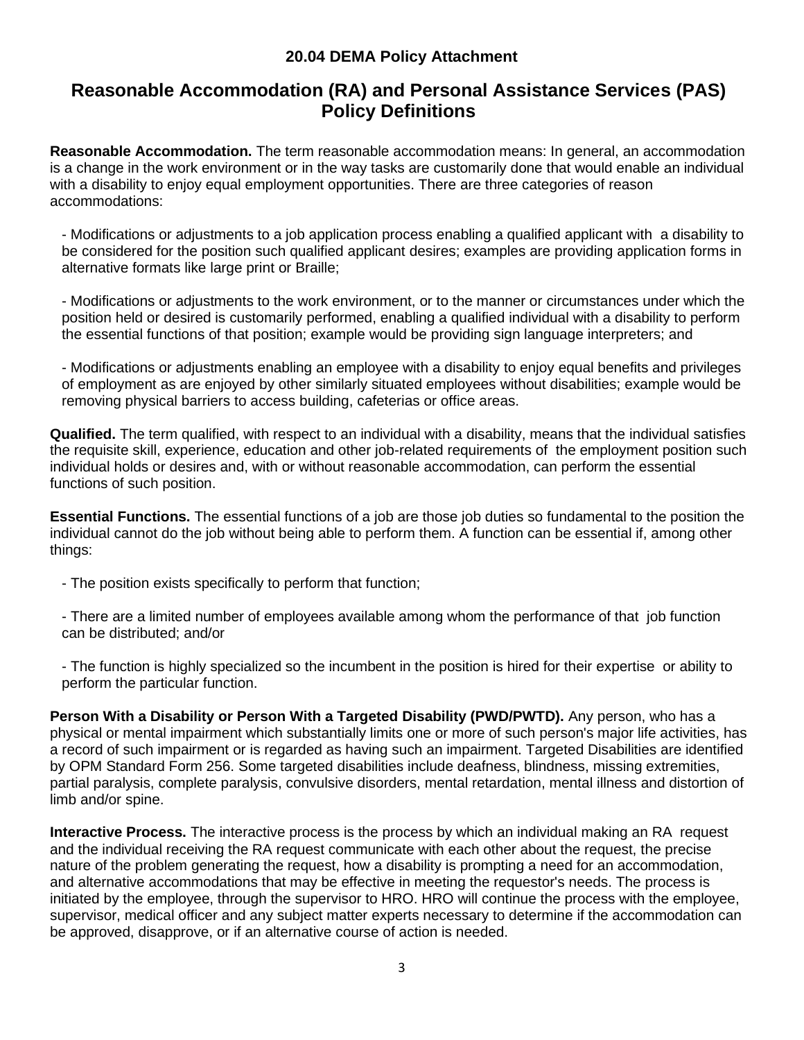**20.04 DEMA Policy Attachment**

# Reasonable Accommodation (RA) and Personal Assistance Services (PAS) Policy Definitions

**Reasonable Accommodation.** The term reasonable accommodation means: In general, an accommodation is a change in the work environment or in the way tasks are customarily done that would enable an individual with a disability to enjoy equal employment opportunities. There are three categories of reason accommodations:

- Modifications or adjustments to a job application process enabling a qualified applicant with a disability to be considered for the position such qualified applicant desires; examples are providing application forms in alternative formats like large print or Braille;

- Modifications or adjustments to the work environment, or to the manner or circumstances under which the position held or desired is customarily performed, enabling a qualified individual with a disability to perform the essential functions of that position; example would be providing sign language interpreters; and

- Modifications or adjustments enabling an employee with a disability to enjoy equal benefits and privileges of employment as are enjoyed by other similarly situated employees without disabilities; example would be removing physical barriers to access building, cafeterias or office areas.

**Qualified.** The term qualified, with respect to an individual with a disability, means that the individual satisfies the requisite skill, experience, education and other job-related requirements of the employment position such individual holds or desires and, with or without reasonable accommodation, can perform the essential functions of such position.

**Essential Functions.** The essential functions of a job are those job duties so fundamental to the position the individual cannot do the job without being able to perform them. A function can be essential if, among other things:

- The position exists specifically to perform that function;

- There are a limited number of employees available among whom the performance of that job function can be distributed; and/or

- The function is highly specialized so the incumbent in the position is hired for their expertise or ability to perform the particular function.

**Person With a Disability or Person With a Targeted Disability (PWD/PWTD).** Any person, who has a physical or mental impairment which substantially limits one or more of such person's major life activities, has a record of such impairment or is regarded as having such an impairment. Targeted Disabilities are identified by OPM Standard Form 256. Some targeted disabilities include deafness, blindness, missing extremities, partial paralysis, complete paralysis, convulsive disorders, mental retardation, mental illness and distortion of limb and/or spine.

**Interactive Process.** The interactive process is the process by which an individual making an RA request and the individual receiving the RA request communicate with each other about the request, the precise nature of the problem generating the request, how a disability is prompting a need for an accommodation, and alternative accommodations that may be effective in meeting the requestor's needs. The process is initiated by the employee, through the supervisor to HRO. HRO will continue the process with the employee, supervisor, medical officer and any subject matter experts necessary to determine if the accommodation can be approved, disapprove, or if an alternative course of action is needed.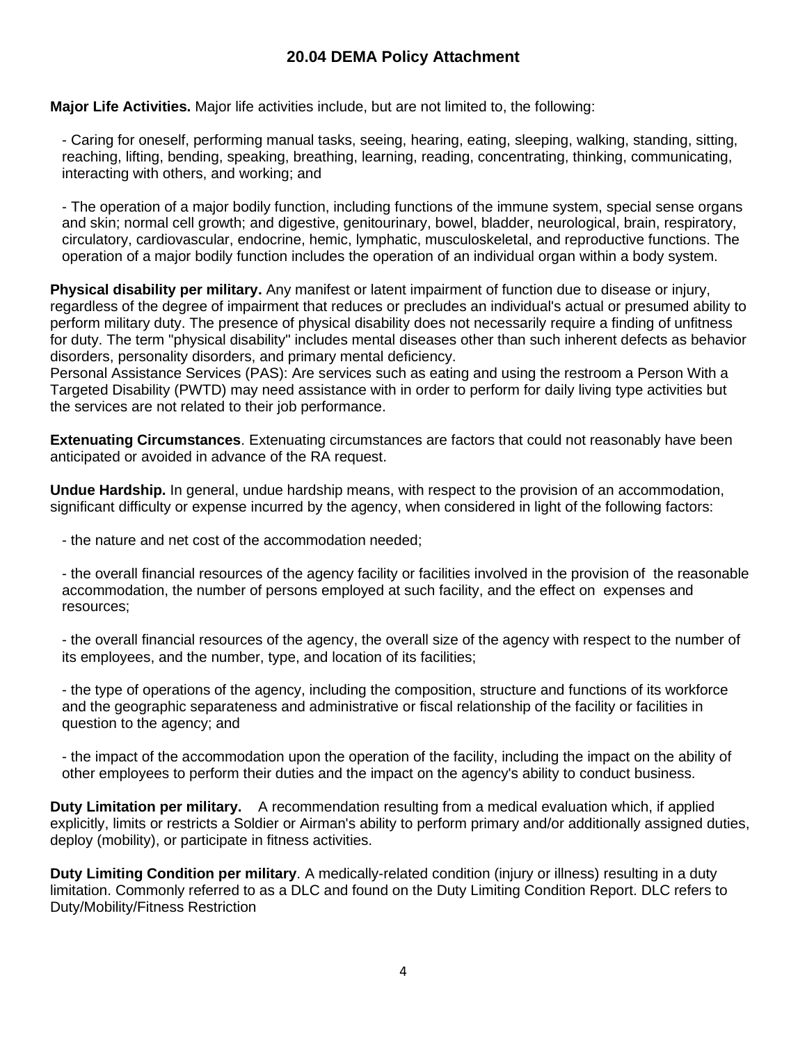## 20.04 DEMA Policy Attachment

**Major Life Activities.** Major life activities include, but are not limited to, the following:

- Caring for oneself, performing manual tasks, seeing, hearing, eating, sleeping, walking, standing, sitting, reaching, lifting, bending, speaking, breathing, learning, reading, concentrating, thinking, communicating, interacting with others, and working; and

- The operation of a major bodily function, including functions of the immune system, special sense organs and skin; normal cell growth; and digestive, genitourinary, bowel, bladder, neurological, brain, respiratory, circulatory, cardiovascular, endocrine, hemic, lymphatic, musculoskeletal, and reproductive functions. The operation of a major bodily function includes the operation of an individual organ within a body system.

**Physical disability per military.** Any manifest or latent impairment of function due to disease or injury, regardless of the degree of impairment that reduces or precludes an individual's actual or presumed ability to perform military duty. The presence of physical disability does not necessarily require a finding of unfitness for duty. The term "physical disability" includes mental diseases other than such inherent defects as behavior disorders, personality disorders, and primary mental deficiency.
Personal Assistance Services (PAS): Are services such as eating and using the restroom a Person With a Targeted Disability (PWTD) may need assistance with in order to perform for daily living type activities but the services are not related to their job performance.

**Extenuating Circumstances**. Extenuating circumstances are factors that could not reasonably have been anticipated or avoided in advance of the RA request.

**Undue Hardship.** In general, undue hardship means, with respect to the provision of an accommodation, significant difficulty or expense incurred by the agency, when considered in light of the following factors:

- the nature and net cost of the accommodation needed;

- the overall financial resources of the agency facility or facilities involved in the provision of the reasonable accommodation, the number of persons employed at such facility, and the effect on expenses and resources;

- the overall financial resources of the agency, the overall size of the agency with respect to the number of its employees, and the number, type, and location of its facilities;

- the type of operations of the agency, including the composition, structure and functions of its workforce and the geographic separateness and administrative or fiscal relationship of the facility or facilities in question to the agency; and

- the impact of the accommodation upon the operation of the facility, including the impact on the ability of other employees to perform their duties and the impact on the agency's ability to conduct business.

**Duty Limitation per military.** A recommendation resulting from a medical evaluation which, if applied explicitly, limits or restricts a Soldier or Airman's ability to perform primary and/or additionally assigned duties, deploy (mobility), or participate in fitness activities.

**Duty Limiting Condition per military**. A medically-related condition (injury or illness) resulting in a duty limitation. Commonly referred to as a DLC and found on the Duty Limiting Condition Report. DLC refers to Duty/Mobility/Fitness Restriction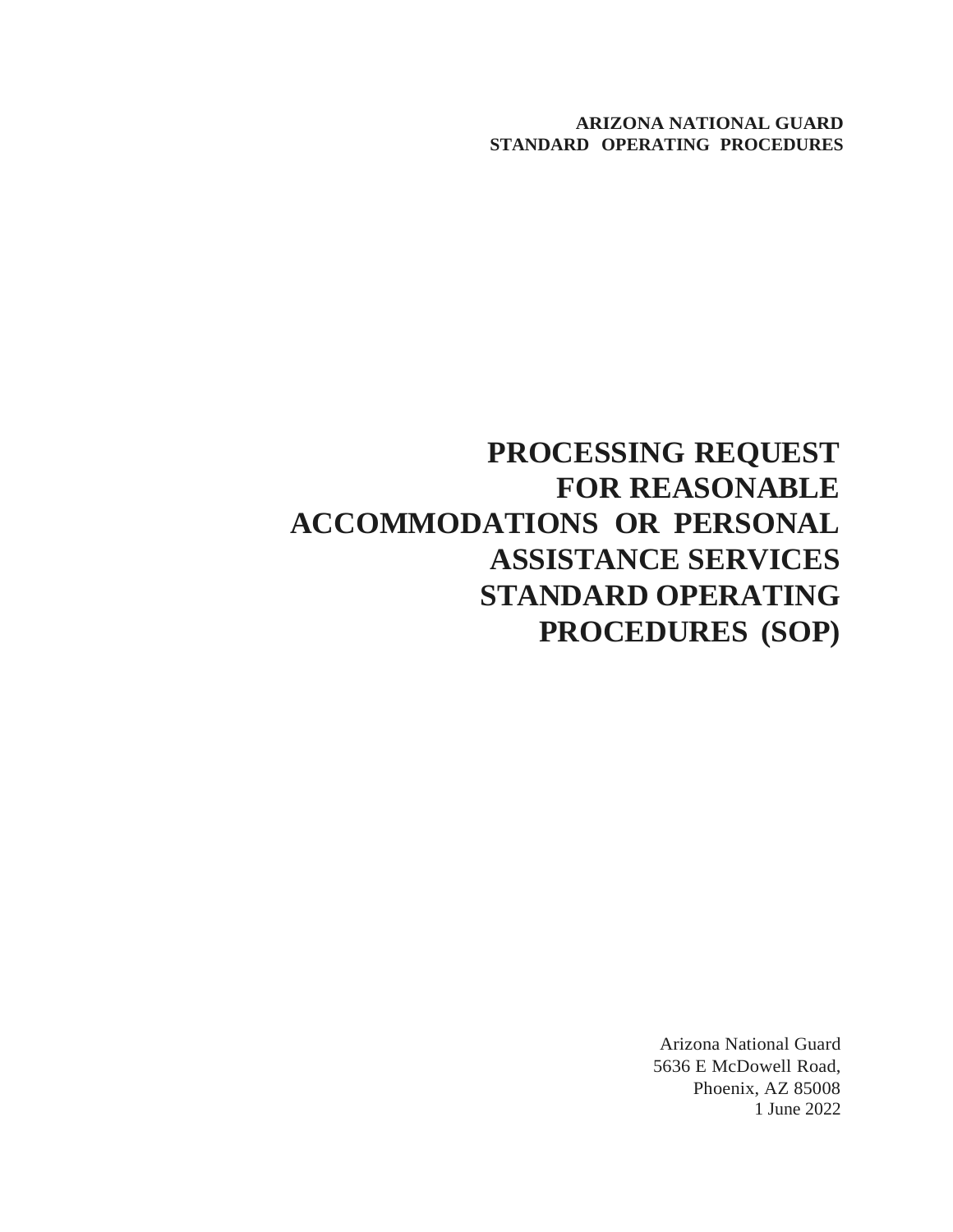**ARIZONA NATIONAL GUARD**
**STANDARD OPERATING PROCEDURES**

# PROCESSING REQUEST FOR REASONABLE ACCOMMODATIONS OR PERSONAL ASSISTANCE SERVICES STANDARD OPERATING PROCEDURES (SOP)

Arizona National Guard
5636 E McDowell Road,
Phoenix, AZ 85008
1 June 2022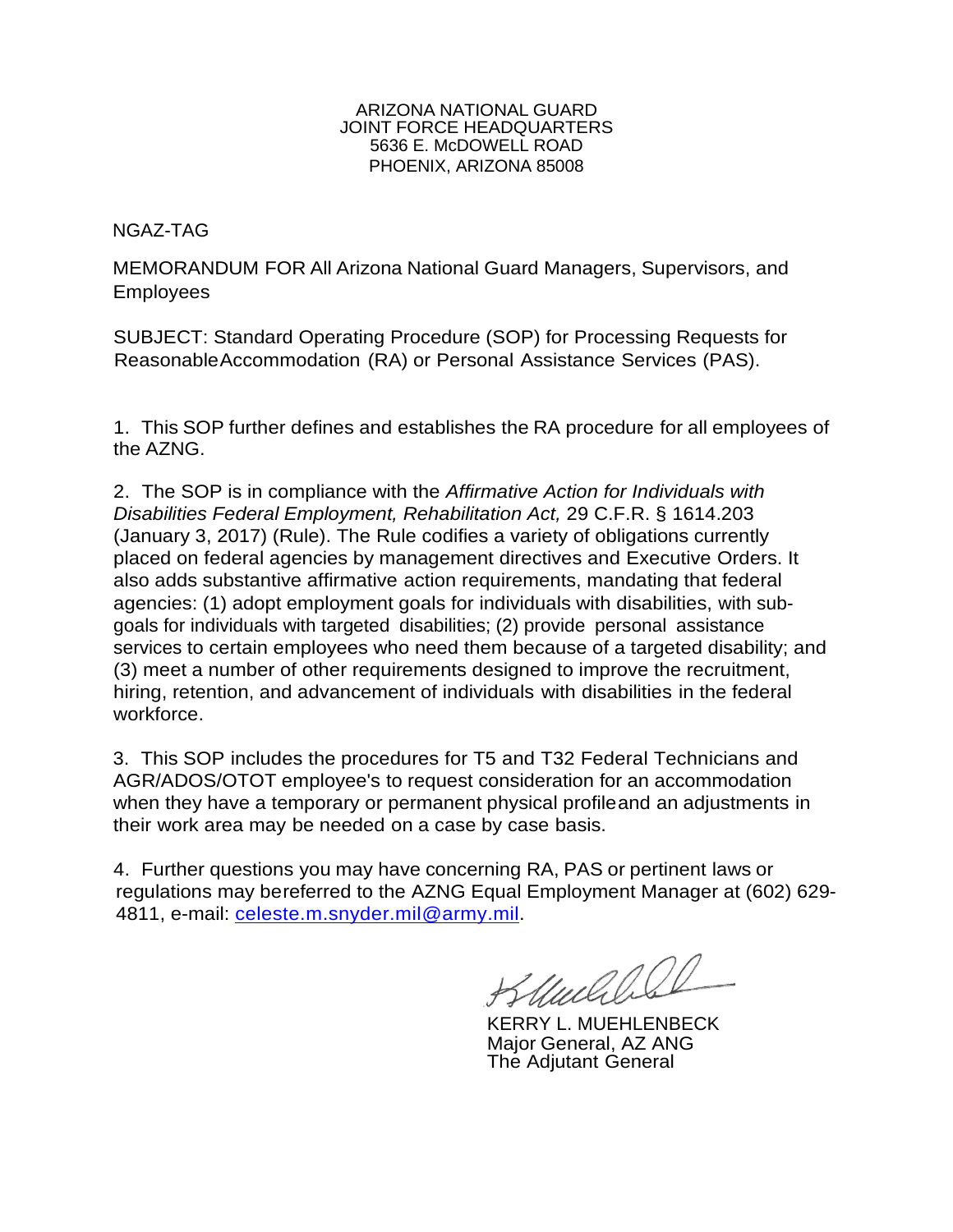ARIZONA NATIONAL GUARD
JOINT FORCE HEADQUARTERS
5636 E. McDOWELL ROAD
PHOENIX, ARIZONA 85008

NGAZ-TAG

MEMORANDUM FOR All Arizona National Guard Managers, Supervisors, and Employees

SUBJECT: Standard Operating Procedure (SOP) for Processing Requests for ReasonableAccommodation (RA) or Personal Assistance Services (PAS).

1. This SOP further defines and establishes the RA procedure for all employees of the AZNG.

2. The SOP is in compliance with the *Affirmative Action for Individuals with Disabilities Federal Employment, Rehabilitation Act,* 29 C.F.R. § 1614.203 (January 3, 2017) (Rule). The Rule codifies a variety of obligations currently placed on federal agencies by management directives and Executive Orders. It also adds substantive affirmative action requirements, mandating that federal agencies: (1) adopt employment goals for individuals with disabilities, with sub-goals for individuals with targeted disabilities; (2) provide personal assistance services to certain employees who need them because of a targeted disability; and (3) meet a number of other requirements designed to improve the recruitment, hiring, retention, and advancement of individuals with disabilities in the federal workforce.

3. This SOP includes the procedures for T5 and T32 Federal Technicians and AGR/ADOS/OTOT employee's to request consideration for an accommodation when they have a temporary or permanent physical profileand an adjustments in their work area may be needed on a case by case basis.

4. Further questions you may have concerning RA, PAS or pertinent laws or regulations may bereferred to the AZNG Equal Employment Manager at (602) 629-4811, e-mail: celeste.m.snyder.mil@army.mil.

KERRY L. MUEHLENBECK
Major General, AZ ANG
The Adjutant General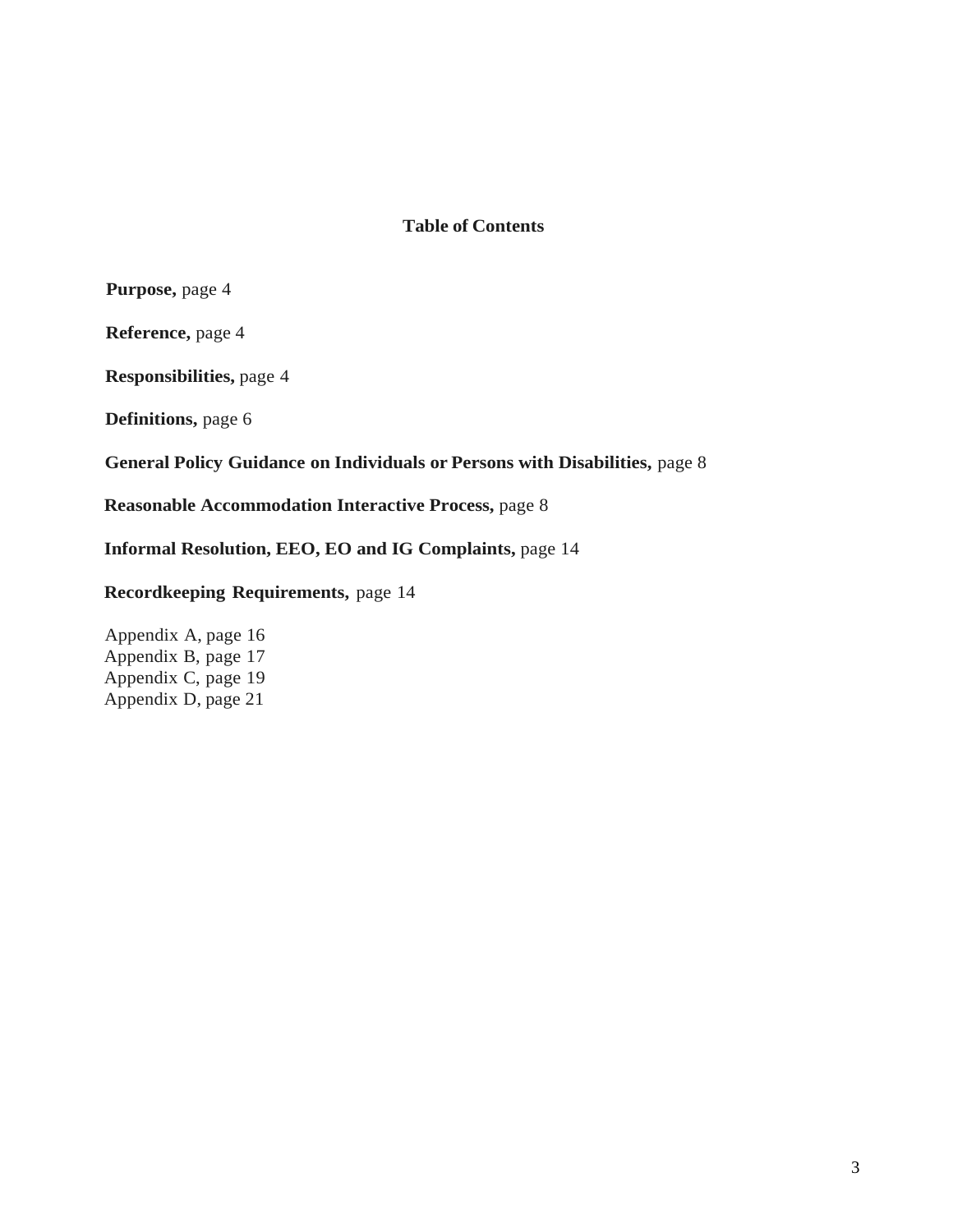## Table of Contents

**Purpose,** page 4

**Reference,** page 4

**Responsibilities,** page 4

**Definitions,** page 6

**General Policy Guidance on Individuals or Persons with Disabilities,** page 8

**Reasonable Accommodation Interactive Process,** page 8

**Informal Resolution, EEO, EO and IG Complaints,** page 14

**Recordkeeping Requirements,** page 14

Appendix A, page 16
Appendix B, page 17
Appendix C, page 19
Appendix D, page 21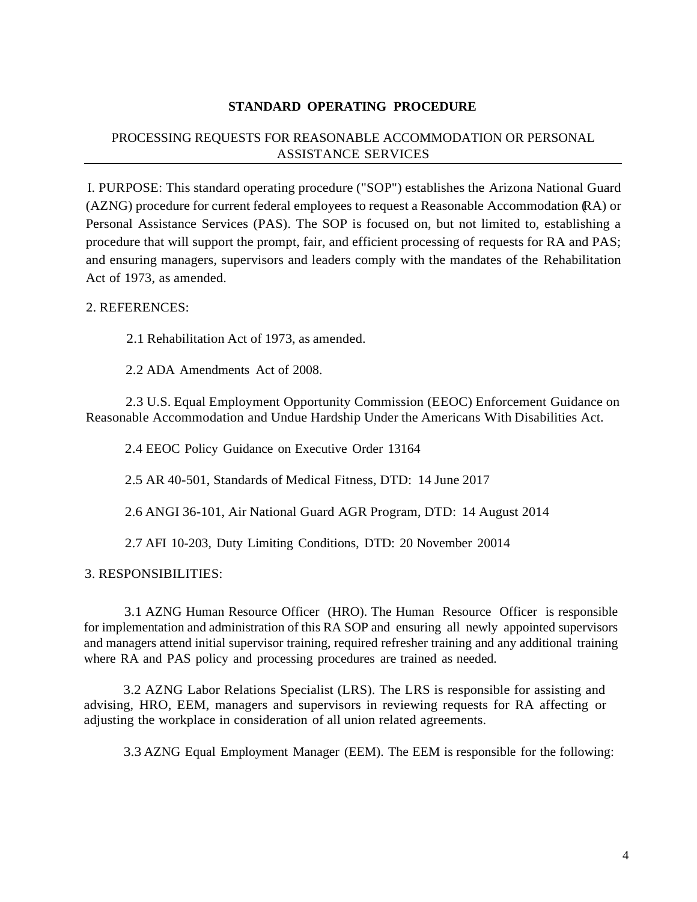**STANDARD OPERATING PROCEDURE**

PROCESSING REQUESTS FOR REASONABLE ACCOMMODATION OR PERSONAL ASSISTANCE SERVICES

I. PURPOSE: This standard operating procedure ("SOP") establishes the Arizona National Guard (AZNG) procedure for current federal employees to request a Reasonable Accommodation (RA) or Personal Assistance Services (PAS). The SOP is focused on, but not limited to, establishing a procedure that will support the prompt, fair, and efficient processing of requests for RA and PAS; and ensuring managers, supervisors and leaders comply with the mandates of the Rehabilitation Act of 1973, as amended.

2. REFERENCES:

2.1 Rehabilitation Act of 1973, as amended.

2.2 ADA Amendments Act of 2008.

2.3 U.S. Equal Employment Opportunity Commission (EEOC) Enforcement Guidance on Reasonable Accommodation and Undue Hardship Under the Americans With Disabilities Act.

2.4 EEOC Policy Guidance on Executive Order 13164

2.5 AR 40-501, Standards of Medical Fitness, DTD: 14 June 2017

2.6 ANGI 36-101, Air National Guard AGR Program, DTD: 14 August 2014

2.7 AFI 10-203, Duty Limiting Conditions, DTD: 20 November 20014

3. RESPONSIBILITIES:

3.1 AZNG Human Resource Officer (HRO). The Human Resource Officer is responsible for implementation and administration of this RA SOP and ensuring all newly appointed supervisors and managers attend initial supervisor training, required refresher training and any additional training where RA and PAS policy and processing procedures are trained as needed.

3.2 AZNG Labor Relations Specialist (LRS). The LRS is responsible for assisting and advising, HRO, EEM, managers and supervisors in reviewing requests for RA affecting or adjusting the workplace in consideration of all union related agreements.

3.3 AZNG Equal Employment Manager (EEM). The EEM is responsible for the following: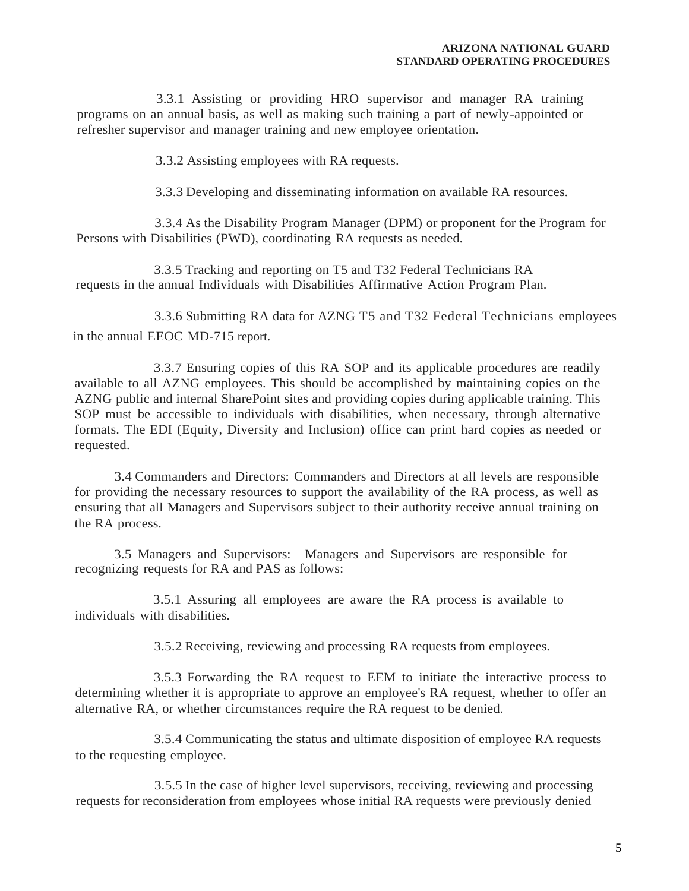3.3.1 Assisting or providing HRO supervisor and manager RA training programs on an annual basis, as well as making such training a part of newly-appointed or refresher supervisor and manager training and new employee orientation.

3.3.2 Assisting employees with RA requests.

3.3.3 Developing and disseminating information on available RA resources.

3.3.4 As the Disability Program Manager (DPM) or proponent for the Program for Persons with Disabilities (PWD), coordinating RA requests as needed.

3.3.5 Tracking and reporting on T5 and T32 Federal Technicians RA requests in the annual Individuals with Disabilities Affirmative Action Program Plan.

3.3.6 Submitting RA data for AZNG T5 and T32 Federal Technicians employees in the annual EEOC MD-715 report.

3.3.7 Ensuring copies of this RA SOP and its applicable procedures are readily available to all AZNG employees. This should be accomplished by maintaining copies on the AZNG public and internal SharePoint sites and providing copies during applicable training. This SOP must be accessible to individuals with disabilities, when necessary, through alternative formats. The EDI (Equity, Diversity and Inclusion) office can print hard copies as needed or requested.

3.4 Commanders and Directors: Commanders and Directors at all levels are responsible for providing the necessary resources to support the availability of the RA process, as well as ensuring that all Managers and Supervisors subject to their authority receive annual training on the RA process.

3.5 Managers and Supervisors: Managers and Supervisors are responsible for recognizing requests for RA and PAS as follows:

3.5.1 Assuring all employees are aware the RA process is available to individuals with disabilities.

3.5.2 Receiving, reviewing and processing RA requests from employees.

3.5.3 Forwarding the RA request to EEM to initiate the interactive process to determining whether it is appropriate to approve an employee's RA request, whether to offer an alternative RA, or whether circumstances require the RA request to be denied.

3.5.4 Communicating the status and ultimate disposition of employee RA requests to the requesting employee.

3.5.5 In the case of higher level supervisors, receiving, reviewing and processing requests for reconsideration from employees whose initial RA requests were previously denied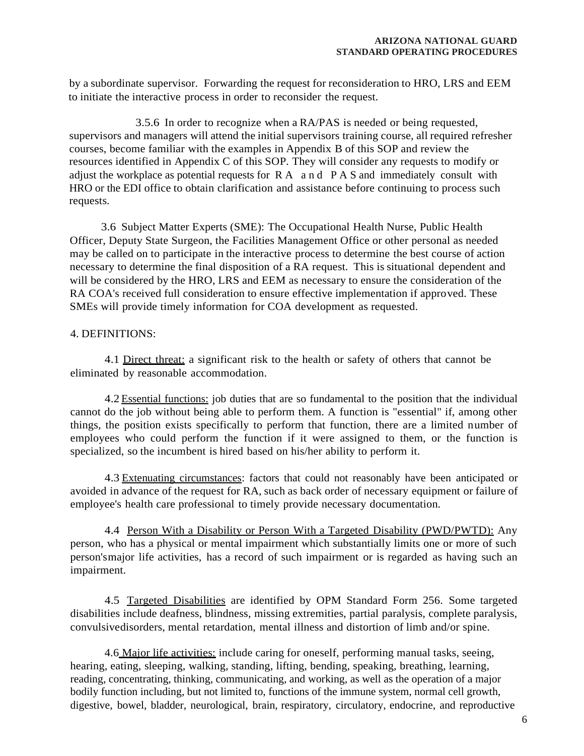by a subordinate supervisor. Forwarding the request for reconsideration to HRO, LRS and EEM to initiate the interactive process in order to reconsider the request.

3.5.6 In order to recognize when a RA/PAS is needed or being requested, supervisors and managers will attend the initial supervisors training course, all required refresher courses, become familiar with the examples in Appendix B of this SOP and review the resources identified in Appendix C of this SOP. They will consider any requests to modify or adjust the workplace as potential requests for RA and PAS and immediately consult with HRO or the EDI office to obtain clarification and assistance before continuing to process such requests.

3.6 Subject Matter Experts (SME): The Occupational Health Nurse, Public Health Officer, Deputy State Surgeon, the Facilities Management Office or other personal as needed may be called on to participate in the interactive process to determine the best course of action necessary to determine the final disposition of a RA request. This is situational dependent and will be considered by the HRO, LRS and EEM as necessary to ensure the consideration of the RA COA's received full consideration to ensure effective implementation if approved. These SMEs will provide timely information for COA development as requested.

4. DEFINITIONS:

4.1 <u>Direct threat:</u> a significant risk to the health or safety of others that cannot be eliminated by reasonable accommodation.

4.2 <u>Essential functions:</u> job duties that are so fundamental to the position that the individual cannot do the job without being able to perform them. A function is "essential" if, among other things, the position exists specifically to perform that function, there are a limited number of employees who could perform the function if it were assigned to them, or the function is specialized, so the incumbent is hired based on his/her ability to perform it.

4.3 <u>Extenuating circumstances</u>: factors that could not reasonably have been anticipated or avoided in advance of the request for RA, such as back order of necessary equipment or failure of employee's health care professional to timely provide necessary documentation.

4.4 <u>Person With a Disability or Person With a Targeted Disability (PWD/PWTD):</u> Any person, who has a physical or mental impairment which substantially limits one or more of such person'smajor life activities, has a record of such impairment or is regarded as having such an impairment.

4.5 <u>Targeted Disabilities</u> are identified by OPM Standard Form 256. Some targeted disabilities include deafness, blindness, missing extremities, partial paralysis, complete paralysis, convulsivedisorders, mental retardation, mental illness and distortion of limb and/or spine.

4.6 <u>Major life activities:</u> include caring for oneself, performing manual tasks, seeing, hearing, eating, sleeping, walking, standing, lifting, bending, speaking, breathing, learning, reading, concentrating, thinking, communicating, and working, as well as the operation of a major bodily function including, but not limited to, functions of the immune system, normal cell growth, digestive, bowel, bladder, neurological, brain, respiratory, circulatory, endocrine, and reproductive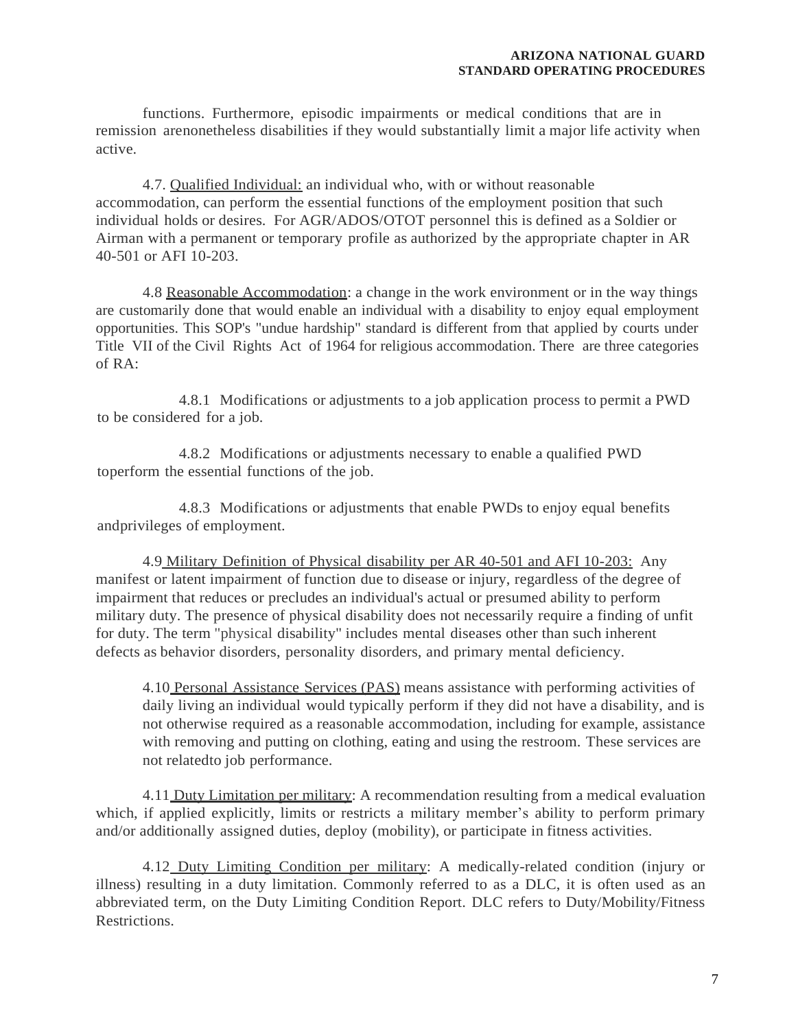functions. Furthermore, episodic impairments or medical conditions that are in remission arenonetheless disabilities if they would substantially limit a major life activity when active.

4.7. Qualified Individual: an individual who, with or without reasonable accommodation, can perform the essential functions of the employment position that such individual holds or desires. For AGR/ADOS/OTOT personnel this is defined as a Soldier or Airman with a permanent or temporary profile as authorized by the appropriate chapter in AR 40-501 or AFI 10-203.

4.8 Reasonable Accommodation: a change in the work environment or in the way things are customarily done that would enable an individual with a disability to enjoy equal employment opportunities. This SOP's "undue hardship" standard is different from that applied by courts under Title VII of the Civil Rights Act of 1964 for religious accommodation. There are three categories of RA:

4.8.1 Modifications or adjustments to a job application process to permit a PWD to be considered for a job.

4.8.2 Modifications or adjustments necessary to enable a qualified PWD toperform the essential functions of the job.

4.8.3 Modifications or adjustments that enable PWDs to enjoy equal benefits andprivileges of employment.

4.9 Military Definition of Physical disability per AR 40-501 and AFI 10-203: Any manifest or latent impairment of function due to disease or injury, regardless of the degree of impairment that reduces or precludes an individual's actual or presumed ability to perform military duty. The presence of physical disability does not necessarily require a finding of unfit for duty. The term "physical disability" includes mental diseases other than such inherent defects as behavior disorders, personality disorders, and primary mental deficiency.

4.10 Personal Assistance Services (PAS) means assistance with performing activities of daily living an individual would typically perform if they did not have a disability, and is not otherwise required as a reasonable accommodation, including for example, assistance with removing and putting on clothing, eating and using the restroom. These services are not relatedto job performance.

4.11 Duty Limitation per military: A recommendation resulting from a medical evaluation which, if applied explicitly, limits or restricts a military member's ability to perform primary and/or additionally assigned duties, deploy (mobility), or participate in fitness activities.

4.12 Duty Limiting Condition per military: A medically-related condition (injury or illness) resulting in a duty limitation. Commonly referred to as a DLC, it is often used as an abbreviated term, on the Duty Limiting Condition Report. DLC refers to Duty/Mobility/Fitness Restrictions.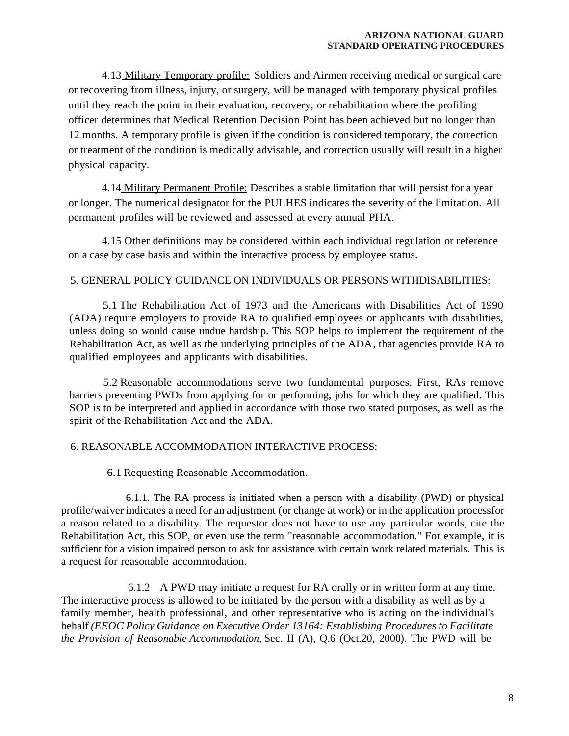4.13 <u>Military Temporary profile:</u> Soldiers and Airmen receiving medical or surgical care or recovering from illness, injury, or surgery, will be managed with temporary physical profiles until they reach the point in their evaluation, recovery, or rehabilitation where the profiling officer determines that Medical Retention Decision Point has been achieved but no longer than 12 months. A temporary profile is given if the condition is considered temporary, the correction or treatment of the condition is medically advisable, and correction usually will result in a higher physical capacity.

4.14 <u>Military Permanent Profile:</u> Describes a stable limitation that will persist for a year or longer. The numerical designator for the PULHES indicates the severity of the limitation. All permanent profiles will be reviewed and assessed at every annual PHA.

4.15 Other definitions may be considered within each individual regulation or reference on a case by case basis and within the interactive process by employee status.

5. GENERAL POLICY GUIDANCE ON INDIVIDUALS OR PERSONS WITHDISABILITIES:

5.1 The Rehabilitation Act of 1973 and the Americans with Disabilities Act of 1990 (ADA) require employers to provide RA to qualified employees or applicants with disabilities, unless doing so would cause undue hardship. This SOP helps to implement the requirement of the Rehabilitation Act, as well as the underlying principles of the ADA, that agencies provide RA to qualified employees and applicants with disabilities.

5.2 Reasonable accommodations serve two fundamental purposes. First, RAs remove barriers preventing PWDs from applying for or performing, jobs for which they are qualified. This SOP is to be interpreted and applied in accordance with those two stated purposes, as well as the spirit of the Rehabilitation Act and the ADA.

6. REASONABLE ACCOMMODATION INTERACTIVE PROCESS:

6.1 Requesting Reasonable Accommodation.

6.1.1. The RA process is initiated when a person with a disability (PWD) or physical profile/waiver indicates a need for an adjustment (or change at work) or in the application processfor a reason related to a disability. The requestor does not have to use any particular words, cite the Rehabilitation Act, this SOP, or even use the term "reasonable accommodation." For example, it is sufficient for a vision impaired person to ask for assistance with certain work related materials. This is a request for reasonable accommodation.

6.1.2 A PWD may initiate a request for RA orally or in written form at any time. The interactive process is allowed to be initiated by the person with a disability as well as by a family member, health professional, and other representative who is acting on the individual's behalf *(EEOC Policy Guidance on Executive Order 13164: Establishing Procedures to Facilitate the Provision of Reasonable Accommodation,* Sec. II (A), Q.6 (Oct.20, 2000). The PWD will be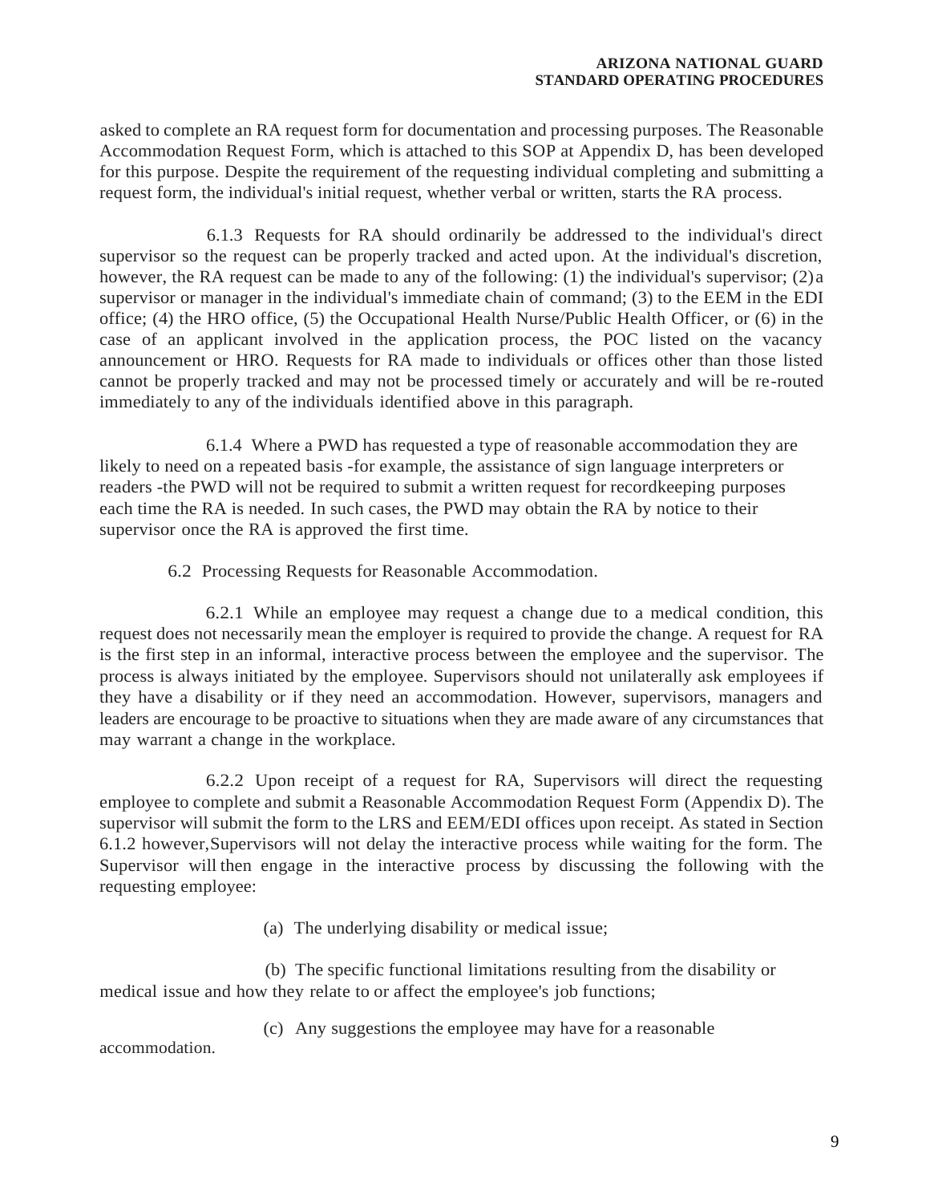asked to complete an RA request form for documentation and processing purposes. The Reasonable Accommodation Request Form, which is attached to this SOP at Appendix D, has been developed for this purpose. Despite the requirement of the requesting individual completing and submitting a request form, the individual's initial request, whether verbal or written, starts the RA process.

6.1.3 Requests for RA should ordinarily be addressed to the individual's direct supervisor so the request can be properly tracked and acted upon. At the individual's discretion, however, the RA request can be made to any of the following: (1) the individual's supervisor; (2) a supervisor or manager in the individual's immediate chain of command; (3) to the EEM in the EDI office; (4) the HRO office, (5) the Occupational Health Nurse/Public Health Officer, or (6) in the case of an applicant involved in the application process, the POC listed on the vacancy announcement or HRO. Requests for RA made to individuals or offices other than those listed cannot be properly tracked and may not be processed timely or accurately and will be re-routed immediately to any of the individuals identified above in this paragraph.

6.1.4 Where a PWD has requested a type of reasonable accommodation they are likely to need on a repeated basis -for example, the assistance of sign language interpreters or readers -the PWD will not be required to submit a written request for recordkeeping purposes each time the RA is needed. In such cases, the PWD may obtain the RA by notice to their supervisor once the RA is approved the first time.

6.2 Processing Requests for Reasonable Accommodation.

6.2.1 While an employee may request a change due to a medical condition, this request does not necessarily mean the employer is required to provide the change. A request for RA is the first step in an informal, interactive process between the employee and the supervisor. The process is always initiated by the employee. Supervisors should not unilaterally ask employees if they have a disability or if they need an accommodation. However, supervisors, managers and leaders are encourage to be proactive to situations when they are made aware of any circumstances that may warrant a change in the workplace.

6.2.2 Upon receipt of a request for RA, Supervisors will direct the requesting employee to complete and submit a Reasonable Accommodation Request Form (Appendix D). The supervisor will submit the form to the LRS and EEM/EDI offices upon receipt. As stated in Section 6.1.2 however, Supervisors will not delay the interactive process while waiting for the form. The Supervisor will then engage in the interactive process by discussing the following with the requesting employee:

(a) The underlying disability or medical issue;

(b) The specific functional limitations resulting from the disability or medical issue and how they relate to or affect the employee's job functions;

(c) Any suggestions the employee may have for a reasonable accommodation.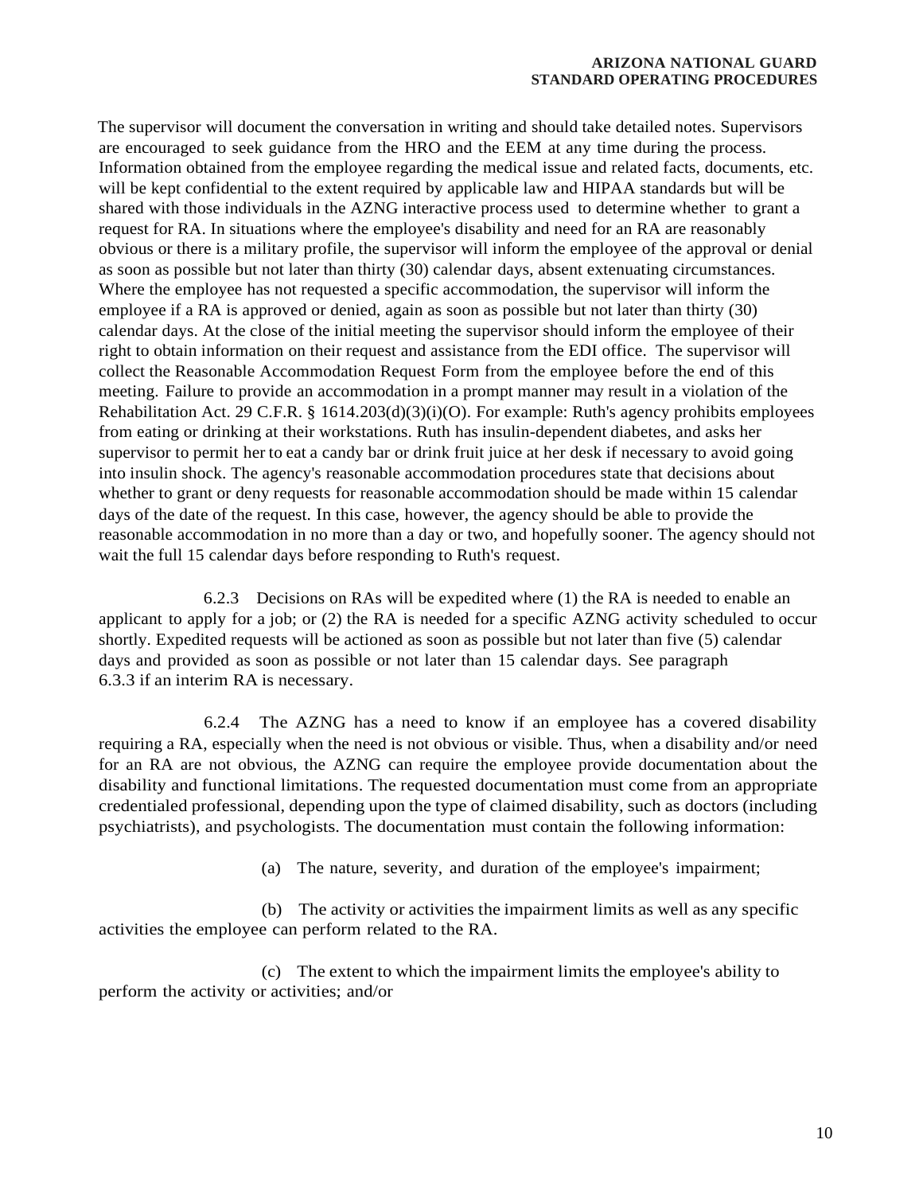The supervisor will document the conversation in writing and should take detailed notes. Supervisors are encouraged to seek guidance from the HRO and the EEM at any time during the process. Information obtained from the employee regarding the medical issue and related facts, documents, etc. will be kept confidential to the extent required by applicable law and HIPAA standards but will be shared with those individuals in the AZNG interactive process used to determine whether to grant a request for RA. In situations where the employee's disability and need for an RA are reasonably obvious or there is a military profile, the supervisor will inform the employee of the approval or denial as soon as possible but not later than thirty (30) calendar days, absent extenuating circumstances. Where the employee has not requested a specific accommodation, the supervisor will inform the employee if a RA is approved or denied, again as soon as possible but not later than thirty (30) calendar days. At the close of the initial meeting the supervisor should inform the employee of their right to obtain information on their request and assistance from the EDI office. The supervisor will collect the Reasonable Accommodation Request Form from the employee before the end of this meeting. Failure to provide an accommodation in a prompt manner may result in a violation of the Rehabilitation Act. 29 C.F.R. § 1614.203(d)(3)(i)(O). For example: Ruth's agency prohibits employees from eating or drinking at their workstations. Ruth has insulin-dependent diabetes, and asks her supervisor to permit her to eat a candy bar or drink fruit juice at her desk if necessary to avoid going into insulin shock. The agency's reasonable accommodation procedures state that decisions about whether to grant or deny requests for reasonable accommodation should be made within 15 calendar days of the date of the request. In this case, however, the agency should be able to provide the reasonable accommodation in no more than a day or two, and hopefully sooner. The agency should not wait the full 15 calendar days before responding to Ruth's request.

6.2.3 Decisions on RAs will be expedited where (1) the RA is needed to enable an applicant to apply for a job; or (2) the RA is needed for a specific AZNG activity scheduled to occur shortly. Expedited requests will be actioned as soon as possible but not later than five (5) calendar days and provided as soon as possible or not later than 15 calendar days. See paragraph 6.3.3 if an interim RA is necessary.

6.2.4 The AZNG has a need to know if an employee has a covered disability requiring a RA, especially when the need is not obvious or visible. Thus, when a disability and/or need for an RA are not obvious, the AZNG can require the employee provide documentation about the disability and functional limitations. The requested documentation must come from an appropriate credentialed professional, depending upon the type of claimed disability, such as doctors (including psychiatrists), and psychologists. The documentation must contain the following information:

(a) The nature, severity, and duration of the employee's impairment;

(b) The activity or activities the impairment limits as well as any specific activities the employee can perform related to the RA.

(c) The extent to which the impairment limits the employee's ability to perform the activity or activities; and/or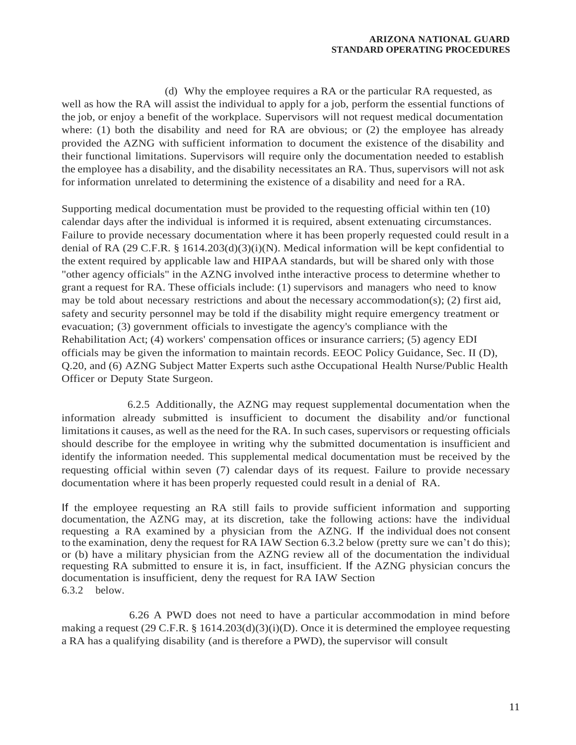(d) Why the employee requires a RA or the particular RA requested, as well as how the RA will assist the individual to apply for a job, perform the essential functions of the job, or enjoy a benefit of the workplace. Supervisors will not request medical documentation where: (1) both the disability and need for RA are obvious; or (2) the employee has already provided the AZNG with sufficient information to document the existence of the disability and their functional limitations. Supervisors will require only the documentation needed to establish the employee has a disability, and the disability necessitates an RA. Thus, supervisors will not ask for information unrelated to determining the existence of a disability and need for a RA.

Supporting medical documentation must be provided to the requesting official within ten (10) calendar days after the individual is informed it is required, absent extenuating circumstances. Failure to provide necessary documentation where it has been properly requested could result in a denial of RA (29 C.F.R. § 1614.203(d)(3)(i)(N). Medical information will be kept confidential to the extent required by applicable law and HIPAA standards, but will be shared only with those "other agency officials" in the AZNG involved inthe interactive process to determine whether to grant a request for RA. These officials include: (1) supervisors and managers who need to know may be told about necessary restrictions and about the necessary accommodation(s); (2) first aid, safety and security personnel may be told if the disability might require emergency treatment or evacuation; (3) government officials to investigate the agency's compliance with the Rehabilitation Act; (4) workers' compensation offices or insurance carriers; (5) agency EDI officials may be given the information to maintain records. EEOC Policy Guidance, Sec. II (D), Q.20, and (6) AZNG Subject Matter Experts such asthe Occupational Health Nurse/Public Health Officer or Deputy State Surgeon.

6.2.5 Additionally, the AZNG may request supplemental documentation when the information already submitted is insufficient to document the disability and/or functional limitations it causes, as well as the need for the RA. In such cases, supervisors or requesting officials should describe for the employee in writing why the submitted documentation is insufficient and identify the information needed. This supplemental medical documentation must be received by the requesting official within seven (7) calendar days of its request. Failure to provide necessary documentation where it has been properly requested could result in a denial of RA.

If the employee requesting an RA still fails to provide sufficient information and supporting documentation, the AZNG may, at its discretion, take the following actions: have the individual requesting a RA examined by a physician from the AZNG. If the individual does not consent to the examination, deny the request for RA IAW Section 6.3.2 below (pretty sure we can't do this); or (b) have a military physician from the AZNG review all of the documentation the individual requesting RA submitted to ensure it is, in fact, insufficient. If the AZNG physician concurs the documentation is insufficient, deny the request for RA IAW Section 6.3.2 below.

6.26 A PWD does not need to have a particular accommodation in mind before making a request (29 C.F.R. § 1614.203(d)(3)(i)(D). Once it is determined the employee requesting a RA has a qualifying disability (and is therefore a PWD), the supervisor will consult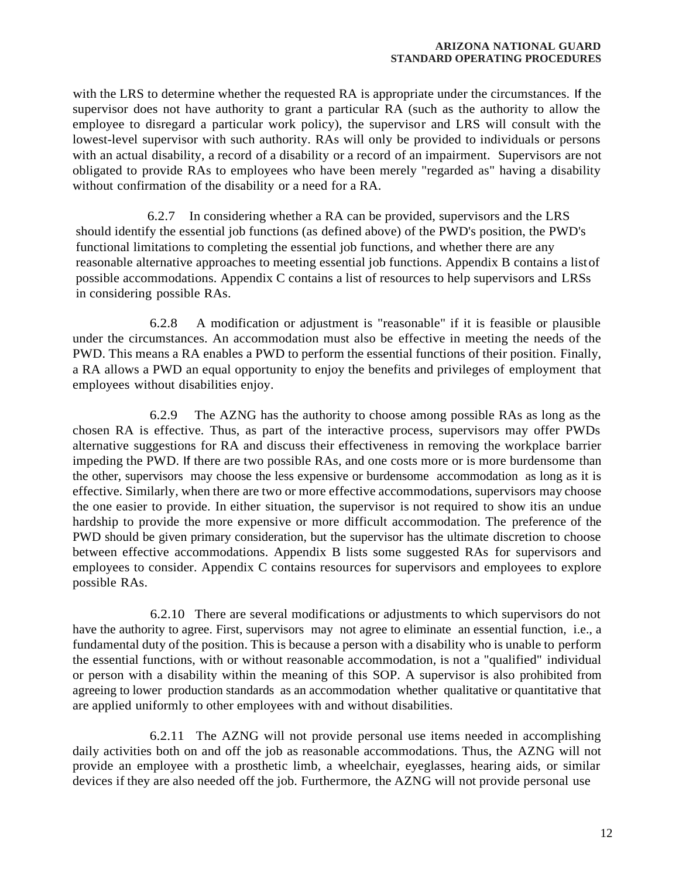with the LRS to determine whether the requested RA is appropriate under the circumstances. If the supervisor does not have authority to grant a particular RA (such as the authority to allow the employee to disregard a particular work policy), the supervisor and LRS will consult with the lowest-level supervisor with such authority. RAs will only be provided to individuals or persons with an actual disability, a record of a disability or a record of an impairment. Supervisors are not obligated to provide RAs to employees who have been merely "regarded as" having a disability without confirmation of the disability or a need for a RA.

6.2.7 In considering whether a RA can be provided, supervisors and the LRS should identify the essential job functions (as defined above) of the PWD's position, the PWD's functional limitations to completing the essential job functions, and whether there are any reasonable alternative approaches to meeting essential job functions. Appendix B contains a list of possible accommodations. Appendix C contains a list of resources to help supervisors and LRSs in considering possible RAs.

6.2.8 A modification or adjustment is "reasonable" if it is feasible or plausible under the circumstances. An accommodation must also be effective in meeting the needs of the PWD. This means a RA enables a PWD to perform the essential functions of their position. Finally, a RA allows a PWD an equal opportunity to enjoy the benefits and privileges of employment that employees without disabilities enjoy.

6.2.9 The AZNG has the authority to choose among possible RAs as long as the chosen RA is effective. Thus, as part of the interactive process, supervisors may offer PWDs alternative suggestions for RA and discuss their effectiveness in removing the workplace barrier impeding the PWD. If there are two possible RAs, and one costs more or is more burdensome than the other, supervisors may choose the less expensive or burdensome accommodation as long as it is effective. Similarly, when there are two or more effective accommodations, supervisors may choose the one easier to provide. In either situation, the supervisor is not required to show itis an undue hardship to provide the more expensive or more difficult accommodation. The preference of the PWD should be given primary consideration, but the supervisor has the ultimate discretion to choose between effective accommodations. Appendix B lists some suggested RAs for supervisors and employees to consider. Appendix C contains resources for supervisors and employees to explore possible RAs.

6.2.10 There are several modifications or adjustments to which supervisors do not have the authority to agree. First, supervisors may not agree to eliminate an essential function, i.e., a fundamental duty of the position. This is because a person with a disability who is unable to perform the essential functions, with or without reasonable accommodation, is not a "qualified" individual or person with a disability within the meaning of this SOP. A supervisor is also prohibited from agreeing to lower production standards as an accommodation whether qualitative or quantitative that are applied uniformly to other employees with and without disabilities.

6.2.11 The AZNG will not provide personal use items needed in accomplishing daily activities both on and off the job as reasonable accommodations. Thus, the AZNG will not provide an employee with a prosthetic limb, a wheelchair, eyeglasses, hearing aids, or similar devices if they are also needed off the job. Furthermore, the AZNG will not provide personal use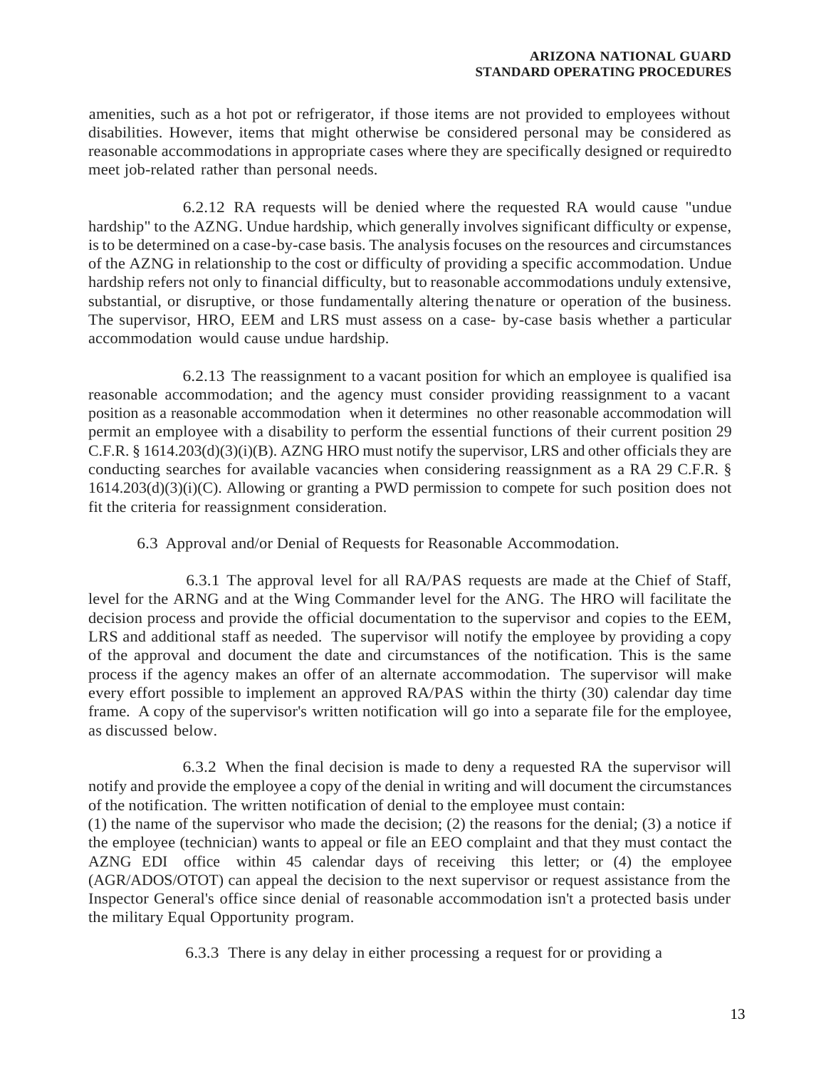amenities, such as a hot pot or refrigerator, if those items are not provided to employees without disabilities. However, items that might otherwise be considered personal may be considered as reasonable accommodations in appropriate cases where they are specifically designed or requiredto meet job-related rather than personal needs.

6.2.12 RA requests will be denied where the requested RA would cause "undue hardship" to the AZNG. Undue hardship, which generally involves significant difficulty or expense, is to be determined on a case-by-case basis. The analysis focuses on the resources and circumstances of the AZNG in relationship to the cost or difficulty of providing a specific accommodation. Undue hardship refers not only to financial difficulty, but to reasonable accommodations unduly extensive, substantial, or disruptive, or those fundamentally altering thenature or operation of the business. The supervisor, HRO, EEM and LRS must assess on a case- by-case basis whether a particular accommodation would cause undue hardship.

6.2.13 The reassignment to a vacant position for which an employee is qualified isa reasonable accommodation; and the agency must consider providing reassignment to a vacant position as a reasonable accommodation when it determines no other reasonable accommodation will permit an employee with a disability to perform the essential functions of their current position 29 C.F.R. § 1614.203(d)(3)(i)(B). AZNG HRO must notify the supervisor, LRS and other officials they are conducting searches for available vacancies when considering reassignment as a RA 29 C.F.R. § 1614.203(d)(3)(i)(C). Allowing or granting a PWD permission to compete for such position does not fit the criteria for reassignment consideration.

6.3 Approval and/or Denial of Requests for Reasonable Accommodation.

6.3.1 The approval level for all RA/PAS requests are made at the Chief of Staff, level for the ARNG and at the Wing Commander level for the ANG. The HRO will facilitate the decision process and provide the official documentation to the supervisor and copies to the EEM, LRS and additional staff as needed. The supervisor will notify the employee by providing a copy of the approval and document the date and circumstances of the notification. This is the same process if the agency makes an offer of an alternate accommodation. The supervisor will make every effort possible to implement an approved RA/PAS within the thirty (30) calendar day time frame. A copy of the supervisor's written notification will go into a separate file for the employee, as discussed below.

6.3.2 When the final decision is made to deny a requested RA the supervisor will notify and provide the employee a copy of the denial in writing and will document the circumstances of the notification. The written notification of denial to the employee must contain:
(1) the name of the supervisor who made the decision; (2) the reasons for the denial; (3) a notice if the employee (technician) wants to appeal or file an EEO complaint and that they must contact the AZNG EDI office within 45 calendar days of receiving this letter; or (4) the employee (AGR/ADOS/OTOT) can appeal the decision to the next supervisor or request assistance from the Inspector General's office since denial of reasonable accommodation isn't a protected basis under the military Equal Opportunity program.

6.3.3 There is any delay in either processing a request for or providing a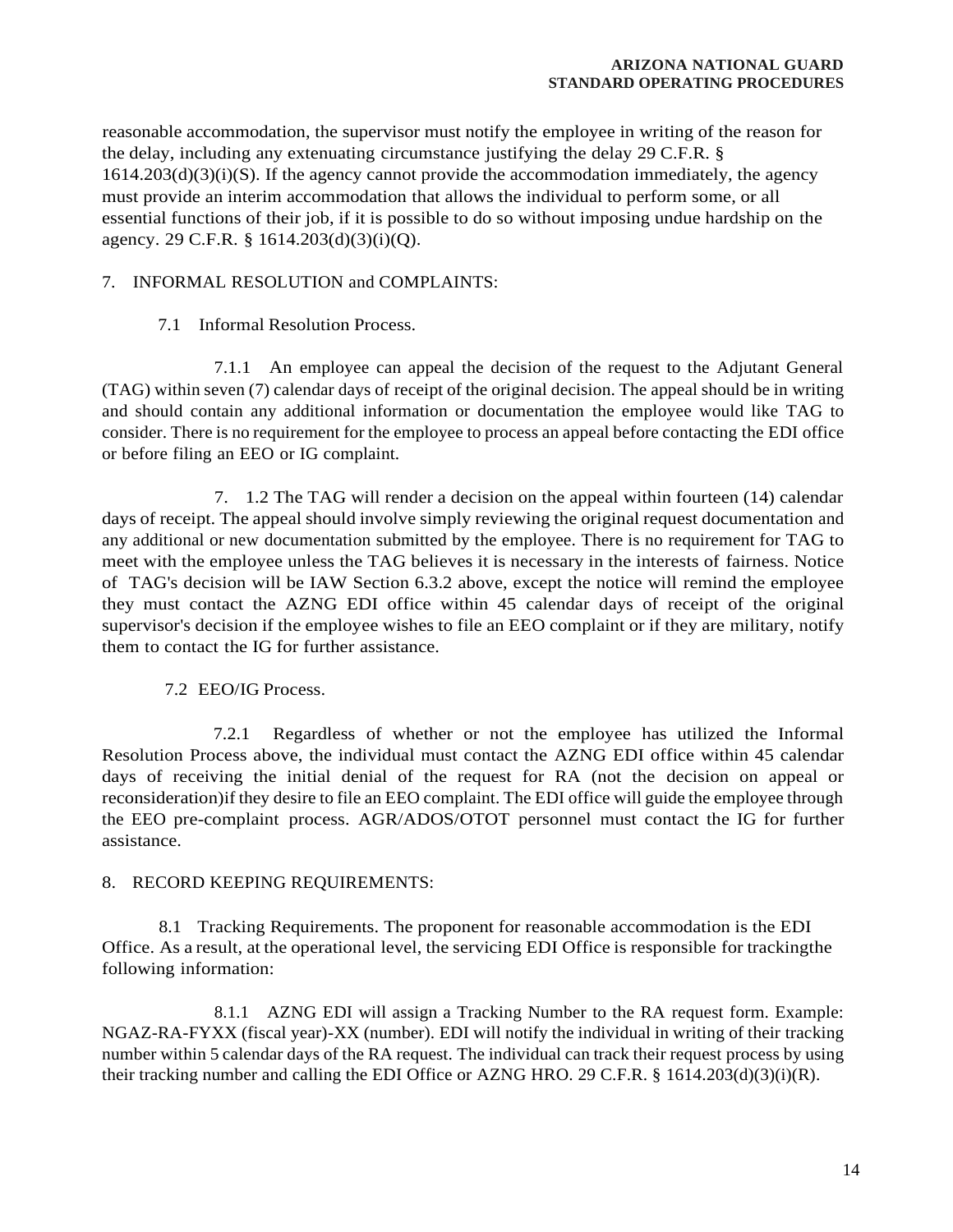reasonable accommodation, the supervisor must notify the employee in writing of the reason for the delay, including any extenuating circumstance justifying the delay 29 C.F.R. § 1614.203(d)(3)(i)(S). If the agency cannot provide the accommodation immediately, the agency must provide an interim accommodation that allows the individual to perform some, or all essential functions of their job, if it is possible to do so without imposing undue hardship on the agency. 29 C.F.R. § 1614.203(d)(3)(i)(Q).

7. INFORMAL RESOLUTION and COMPLAINTS:

7.1 Informal Resolution Process.

7.1.1 An employee can appeal the decision of the request to the Adjutant General (TAG) within seven (7) calendar days of receipt of the original decision. The appeal should be in writing and should contain any additional information or documentation the employee would like TAG to consider. There is no requirement for the employee to process an appeal before contacting the EDI office or before filing an EEO or IG complaint.

7. 1.2 The TAG will render a decision on the appeal within fourteen (14) calendar days of receipt. The appeal should involve simply reviewing the original request documentation and any additional or new documentation submitted by the employee. There is no requirement for TAG to meet with the employee unless the TAG believes it is necessary in the interests of fairness. Notice of TAG's decision will be IAW Section 6.3.2 above, except the notice will remind the employee they must contact the AZNG EDI office within 45 calendar days of receipt of the original supervisor's decision if the employee wishes to file an EEO complaint or if they are military, notify them to contact the IG for further assistance.

7.2 EEO/IG Process.

7.2.1 Regardless of whether or not the employee has utilized the Informal Resolution Process above, the individual must contact the AZNG EDI office within 45 calendar days of receiving the initial denial of the request for RA (not the decision on appeal or reconsideration)if they desire to file an EEO complaint. The EDI office will guide the employee through the EEO pre-complaint process. AGR/ADOS/OTOT personnel must contact the IG for further assistance.

8. RECORD KEEPING REQUIREMENTS:

8.1 Tracking Requirements. The proponent for reasonable accommodation is the EDI Office. As a result, at the operational level, the servicing EDI Office is responsible for trackingthe following information:

8.1.1 AZNG EDI will assign a Tracking Number to the RA request form. Example: NGAZ-RA-FYXX (fiscal year)-XX (number). EDI will notify the individual in writing of their tracking number within 5 calendar days of the RA request. The individual can track their request process by using their tracking number and calling the EDI Office or AZNG HRO. 29 C.F.R. § 1614.203(d)(3)(i)(R).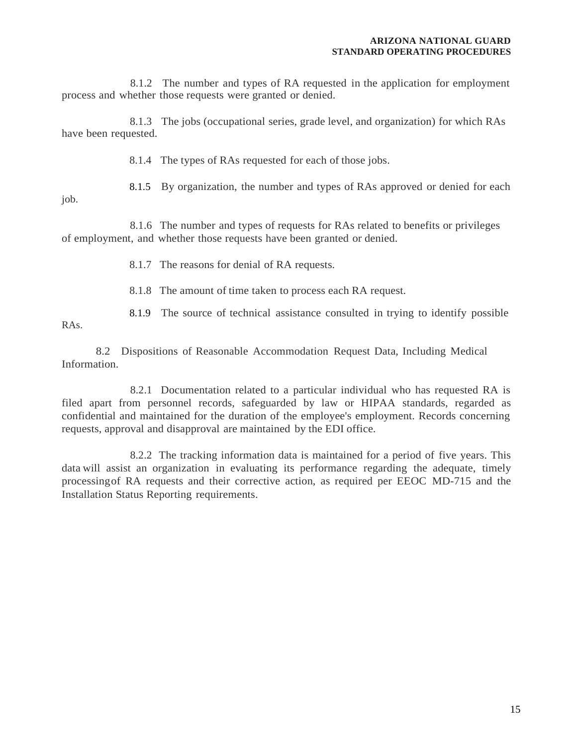8.1.2 The number and types of RA requested in the application for employment process and whether those requests were granted or denied.

8.1.3 The jobs (occupational series, grade level, and organization) for which RAs have been requested.

8.1.4 The types of RAs requested for each of those jobs.

8.1.5 By organization, the number and types of RAs approved or denied for each job.

8.1.6 The number and types of requests for RAs related to benefits or privileges of employment, and whether those requests have been granted or denied.

8.1.7 The reasons for denial of RA requests.

8.1.8 The amount of time taken to process each RA request.

8.1.9 The source of technical assistance consulted in trying to identify possible RAs.

8.2 Dispositions of Reasonable Accommodation Request Data, Including Medical Information.

8.2.1 Documentation related to a particular individual who has requested RA is filed apart from personnel records, safeguarded by law or HIPAA standards, regarded as confidential and maintained for the duration of the employee's employment. Records concerning requests, approval and disapproval are maintained by the EDI office.

8.2.2 The tracking information data is maintained for a period of five years. This data will assist an organization in evaluating its performance regarding the adequate, timely processing of RA requests and their corrective action, as required per EEOC MD-715 and the Installation Status Reporting requirements.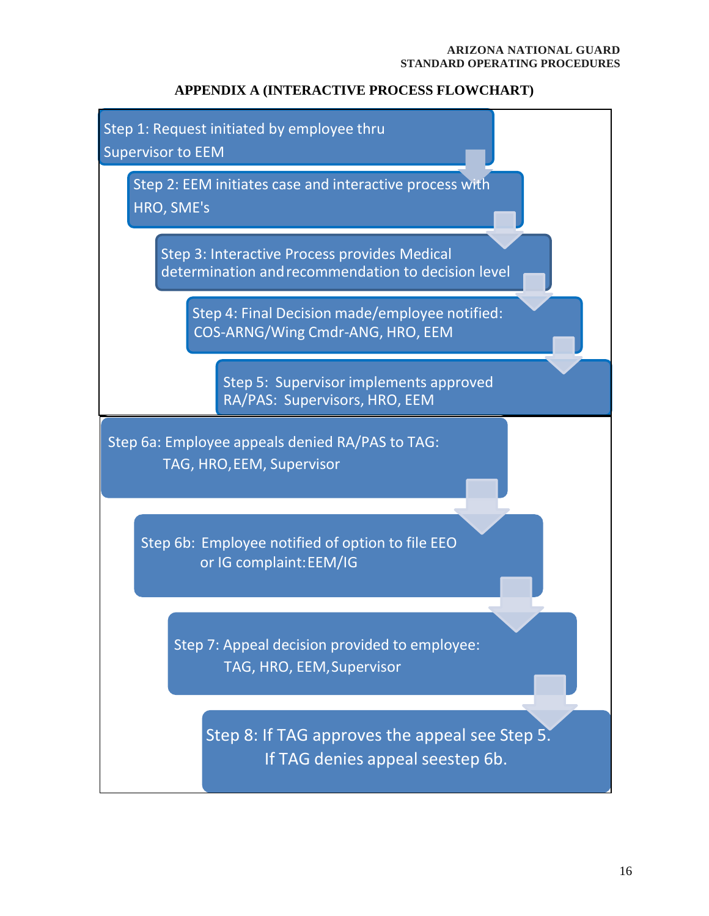## APPENDIX A (INTERACTIVE PROCESS FLOWCHART)

Step 1: Request initiated by employee thru Supervisor to EEM

Step 2: EEM initiates case and interactive process with HRO, SME's

Step 3: Interactive Process provides Medical determination and recommendation to decision level

Step 4: Final Decision made/employee notified: COS-ARNG/Wing Cmdr-ANG, HRO, EEM

Step 5: Supervisor implements approved RA/PAS: Supervisors, HRO, EEM

Step 6a: Employee appeals denied RA/PAS to TAG: TAG, HRO, EEM, Supervisor

Step 6b: Employee notified of option to file EEO or IG complaint: EEM/IG

Step 7: Appeal decision provided to employee: TAG, HRO, EEM, Supervisor

Step 8: If TAG approves the appeal see Step 5. If TAG denies appeal seestep 6b.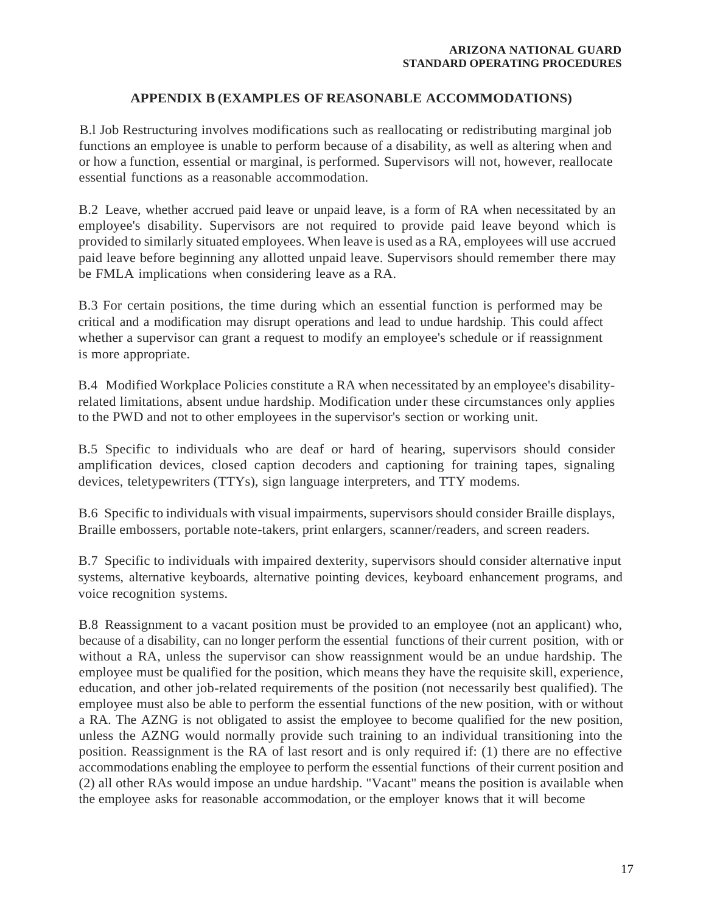## APPENDIX B (EXAMPLES OF REASONABLE ACCOMMODATIONS)

B.l Job Restructuring involves modifications such as reallocating or redistributing marginal job functions an employee is unable to perform because of a disability, as well as altering when and or how a function, essential or marginal, is performed. Supervisors will not, however, reallocate essential functions as a reasonable accommodation.

B.2 Leave, whether accrued paid leave or unpaid leave, is a form of RA when necessitated by an employee's disability. Supervisors are not required to provide paid leave beyond which is provided to similarly situated employees. When leave is used as a RA, employees will use accrued paid leave before beginning any allotted unpaid leave. Supervisors should remember there may be FMLA implications when considering leave as a RA.

B.3 For certain positions, the time during which an essential function is performed may be critical and a modification may disrupt operations and lead to undue hardship. This could affect whether a supervisor can grant a request to modify an employee's schedule or if reassignment is more appropriate.

B.4 Modified Workplace Policies constitute a RA when necessitated by an employee's disability-related limitations, absent undue hardship. Modification under these circumstances only applies to the PWD and not to other employees in the supervisor's section or working unit.

B.5 Specific to individuals who are deaf or hard of hearing, supervisors should consider amplification devices, closed caption decoders and captioning for training tapes, signaling devices, teletypewriters (TTYs), sign language interpreters, and TTY modems.

B.6 Specific to individuals with visual impairments, supervisors should consider Braille displays, Braille embossers, portable note-takers, print enlargers, scanner/readers, and screen readers.

B.7 Specific to individuals with impaired dexterity, supervisors should consider alternative input systems, alternative keyboards, alternative pointing devices, keyboard enhancement programs, and voice recognition systems.

B.8 Reassignment to a vacant position must be provided to an employee (not an applicant) who, because of a disability, can no longer perform the essential functions of their current position, with or without a RA, unless the supervisor can show reassignment would be an undue hardship. The employee must be qualified for the position, which means they have the requisite skill, experience, education, and other job-related requirements of the position (not necessarily best qualified). The employee must also be able to perform the essential functions of the new position, with or without a RA. The AZNG is not obligated to assist the employee to become qualified for the new position, unless the AZNG would normally provide such training to an individual transitioning into the position. Reassignment is the RA of last resort and is only required if: (1) there are no effective accommodations enabling the employee to perform the essential functions of their current position and (2) all other RAs would impose an undue hardship. "Vacant" means the position is available when the employee asks for reasonable accommodation, or the employer knows that it will become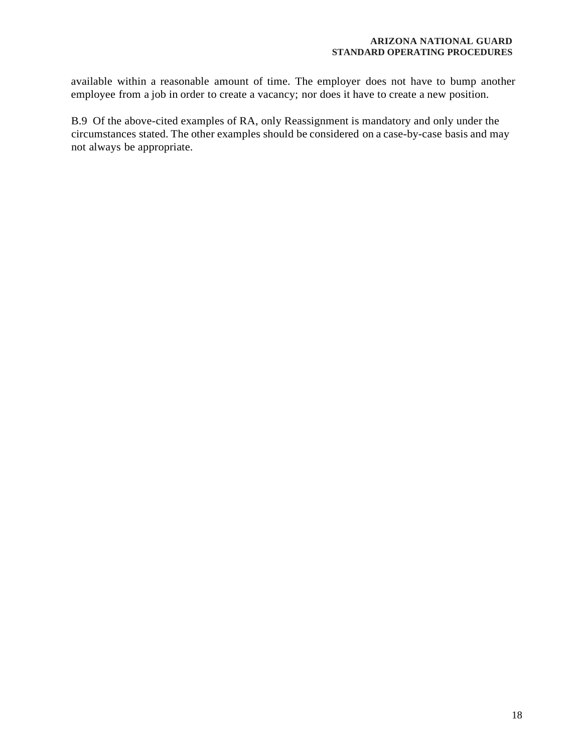available within a reasonable amount of time. The employer does not have to bump another employee from a job in order to create a vacancy; nor does it have to create a new position.

B.9 Of the above-cited examples of RA, only Reassignment is mandatory and only under the circumstances stated. The other examples should be considered on a case-by-case basis and may not always be appropriate.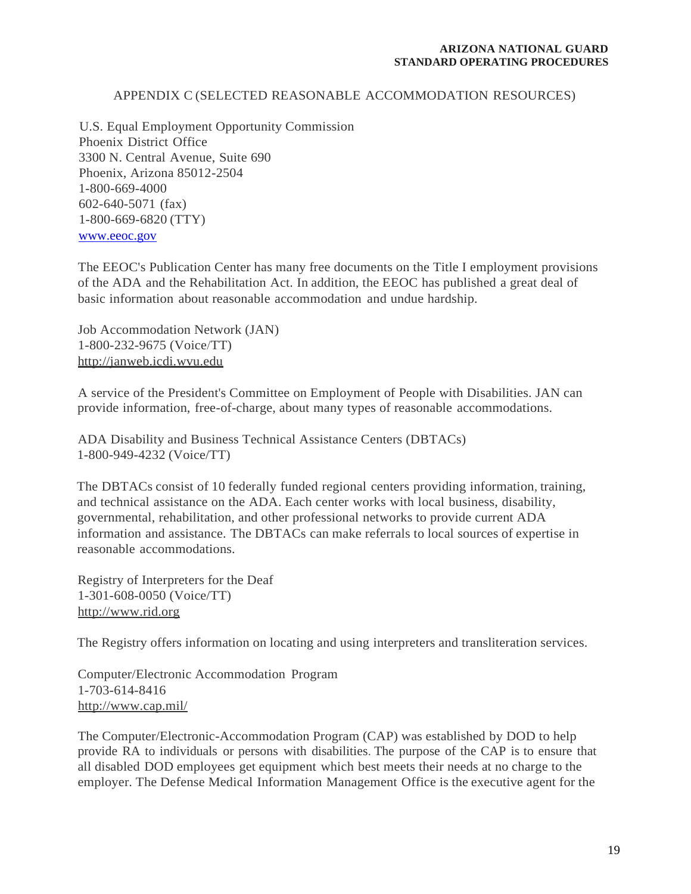## APPENDIX C (SELECTED REASONABLE ACCOMMODATION RESOURCES)

U.S. Equal Employment Opportunity Commission
Phoenix District Office
3300 N. Central Avenue, Suite 690
Phoenix, Arizona 85012-2504
1-800-669-4000
602-640-5071 (fax)
1-800-669-6820 (TTY)
www.eeoc.gov

The EEOC's Publication Center has many free documents on the Title I employment provisions of the ADA and the Rehabilitation Act. In addition, the EEOC has published a great deal of basic information about reasonable accommodation and undue hardship.

Job Accommodation Network (JAN)
1-800-232-9675 (Voice/TT)
http://janweb.icdi.wvu.edu

A service of the President's Committee on Employment of People with Disabilities. JAN can provide information, free-of-charge, about many types of reasonable accommodations.

ADA Disability and Business Technical Assistance Centers (DBTACs)
1-800-949-4232 (Voice/TT)

The DBTACs consist of 10 federally funded regional centers providing information, training, and technical assistance on the ADA. Each center works with local business, disability, governmental, rehabilitation, and other professional networks to provide current ADA information and assistance. The DBTACs can make referrals to local sources of expertise in reasonable accommodations.

Registry of Interpreters for the Deaf
1-301-608-0050 (Voice/TT)
http://www.rid.org

The Registry offers information on locating and using interpreters and transliteration services.

Computer/Electronic Accommodation Program
1-703-614-8416
http://www.cap.mil/

The Computer/Electronic-Accommodation Program (CAP) was established by DOD to help provide RA to individuals or persons with disabilities. The purpose of the CAP is to ensure that all disabled DOD employees get equipment which best meets their needs at no charge to the employer. The Defense Medical Information Management Office is the executive agent for the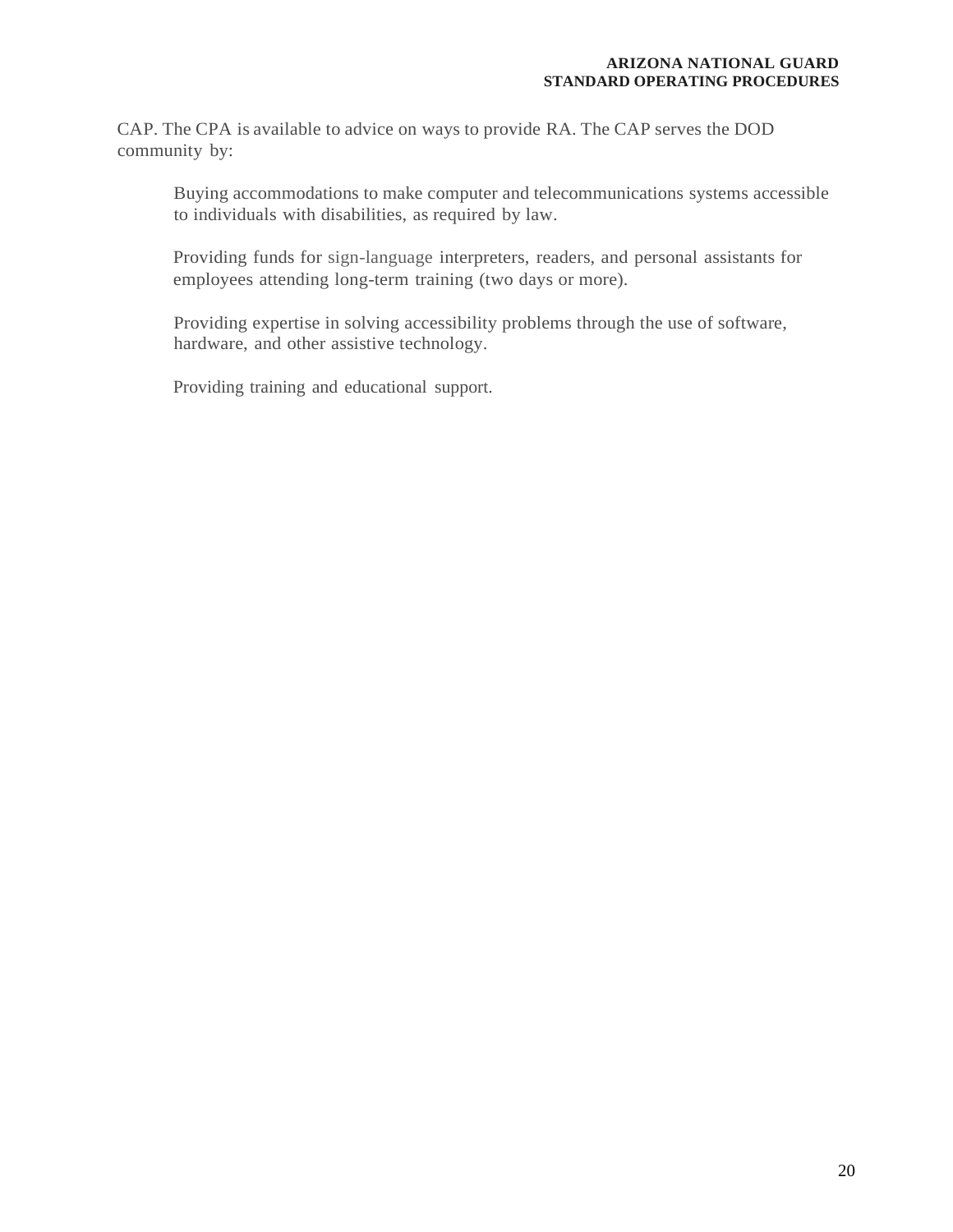CAP. The CPA is available to advice on ways to provide RA. The CAP serves the DOD community by:

Buying accommodations to make computer and telecommunications systems accessible to individuals with disabilities, as required by law.

Providing funds for sign-language interpreters, readers, and personal assistants for employees attending long-term training (two days or more).

Providing expertise in solving accessibility problems through the use of software, hardware, and other assistive technology.

Providing training and educational support.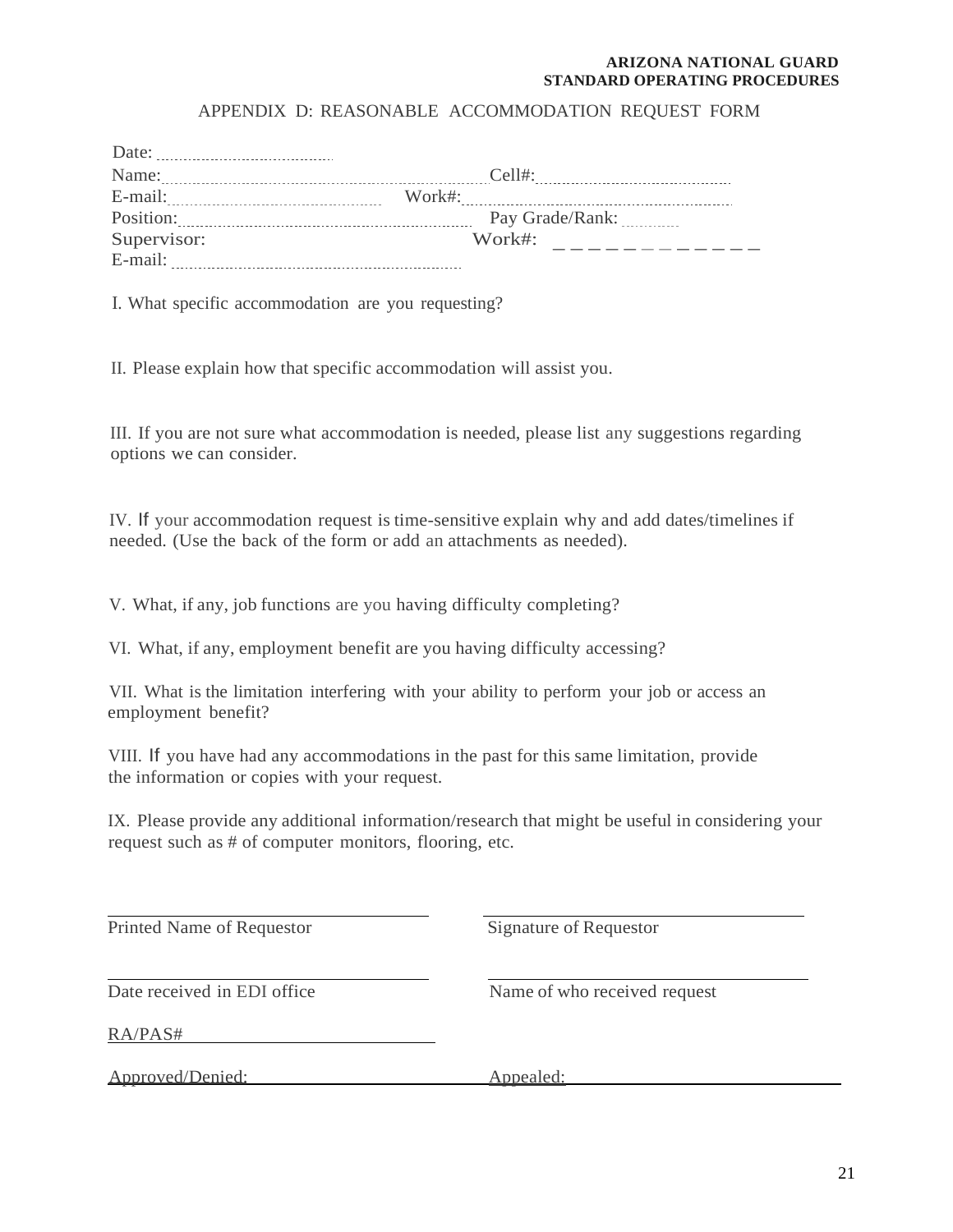## APPENDIX D: REASONABLE ACCOMMODATION REQUEST FORM

Date: ..........................................

Name: .......................................................................... Cell#: ..................................................

E-mail: .................................................. Work#: ..........................................................................

Position: .......................................................................... Pay Grade/Rank: ..............

Supervisor: Work#: _ _ _ _ _ _ _ _ _ _ _ _

E-mail: ..........................................................................

I. What specific accommodation are you requesting?

II. Please explain how that specific accommodation will assist you.

III. If you are not sure what accommodation is needed, please list any suggestions regarding options we can consider.

IV. If your accommodation request is time-sensitive explain why and add dates/timelines if needed. (Use the back of the form or add an attachments as needed).

V. What, if any, job functions are you having difficulty completing?

VI. What, if any, employment benefit are you having difficulty accessing?

VII. What is the limitation interfering with your ability to perform your job or access an employment benefit?

VIII. If you have had any accommodations in the past for this same limitation, provide the information or copies with your request.

IX. Please provide any additional information/research that might be useful in considering your request such as # of computer monitors, flooring, etc.

______________________________ Printed Name of Requestor

______________________________ Signature of Requestor

______________________________ Date received in EDI office

______________________________ Name of who received request

RA/PAS# ______________________________

Approved/Denied: ______________________________ Appealed: ______________________________